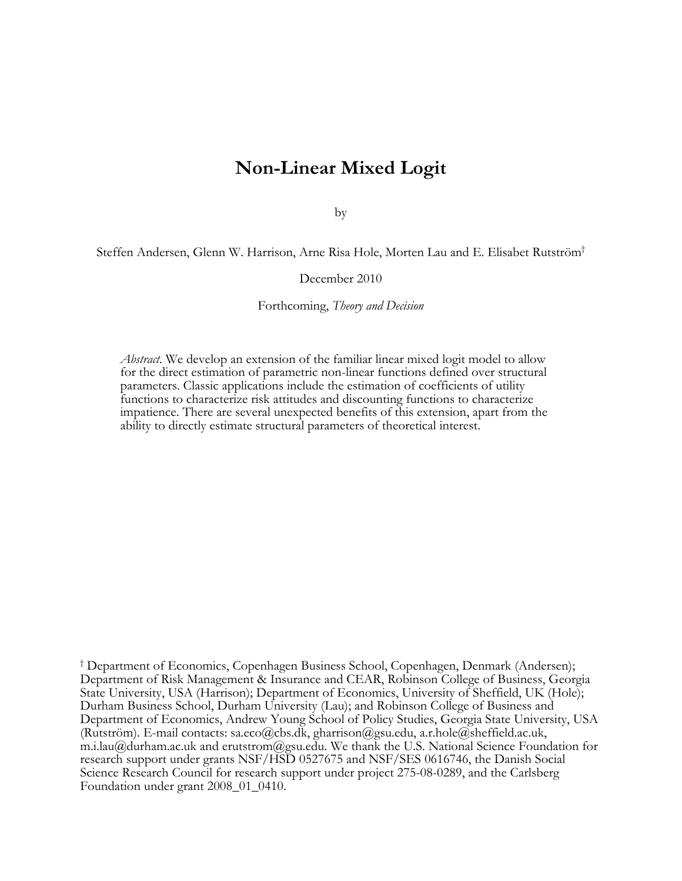# Non-Linear Mixed Logit

by

Steffen Andersen, Glenn W. Harrison, Arne Risa Hole, Morten Lau and E. Elisabet Rutström[†]

December 2010

Forthcoming, *Theory and Decision*

*Abstract*. We develop an extension of the familiar linear mixed logit model to allow for the direct estimation of parametric non-linear functions defined over structural parameters. Classic applications include the estimation of coefficients of utility functions to characterize risk attitudes and discounting functions to characterize impatience. There are several unexpected benefits of this extension, apart from the ability to directly estimate structural parameters of theoretical interest.

[†] Department of Economics, Copenhagen Business School, Copenhagen, Denmark (Andersen); Department of Risk Management & Insurance and CEAR, Robinson College of Business, Georgia State University, USA (Harrison); Department of Economics, University of Sheffield, UK (Hole); Durham Business School, Durham University (Lau); and Robinson College of Business and Department of Economics, Andrew Young School of Policy Studies, Georgia State University, USA (Rutström). E-mail contacts: sa.eco@cbs.dk, gharrison@gsu.edu, a.r.hole@sheffield.ac.uk, m.i.lau@durham.ac.uk and erutstrom@gsu.edu. We thank the U.S. National Science Foundation for research support under grants NSF/HSD 0527675 and NSF/SES 0616746, the Danish Social Science Research Council for research support under project 275-08-0289, and the Carlsberg Foundation under grant 2008_01_0410.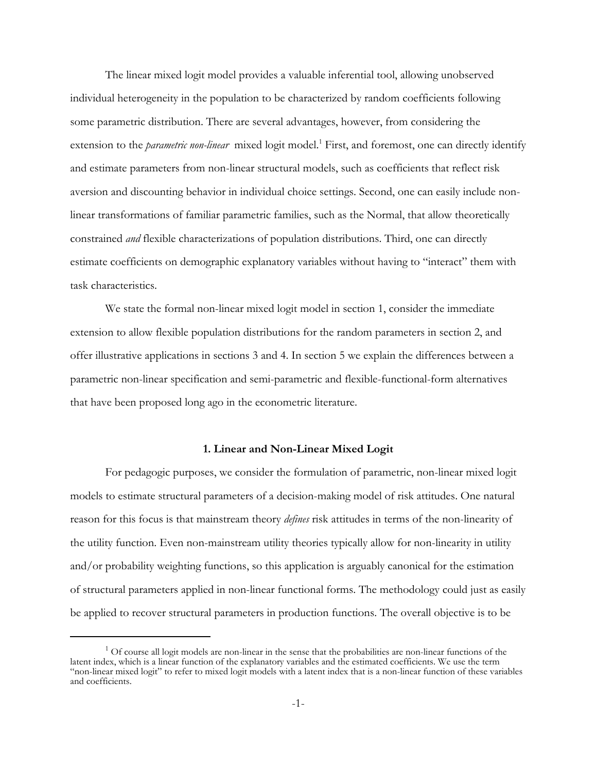The linear mixed logit model provides a valuable inferential tool, allowing unobserved individual heterogeneity in the population to be characterized by random coefficients following some parametric distribution. There are several advantages, however, from considering the extension to the *parametric non-linear* mixed logit model.[1] First, and foremost, one can directly identify and estimate parameters from non-linear structural models, such as coefficients that reflect risk aversion and discounting behavior in individual choice settings. Second, one can easily include non-linear transformations of familiar parametric families, such as the Normal, that allow theoretically constrained *and* flexible characterizations of population distributions. Third, one can directly estimate coefficients on demographic explanatory variables without having to "interact" them with task characteristics.

We state the formal non-linear mixed logit model in section 1, consider the immediate extension to allow flexible population distributions for the random parameters in section 2, and offer illustrative applications in sections 3 and 4. In section 5 we explain the differences between a parametric non-linear specification and semi-parametric and flexible-functional-form alternatives that have been proposed long ago in the econometric literature.

## 1. Linear and Non-Linear Mixed Logit

For pedagogic purposes, we consider the formulation of parametric, non-linear mixed logit models to estimate structural parameters of a decision-making model of risk attitudes. One natural reason for this focus is that mainstream theory *defines* risk attitudes in terms of the non-linearity of the utility function. Even non-mainstream utility theories typically allow for non-linearity in utility and/or probability weighting functions, so this application is arguably canonical for the estimation of structural parameters applied in non-linear functional forms. The methodology could just as easily be applied to recover structural parameters in production functions. The overall objective is to be

[1] Of course all logit models are non-linear in the sense that the probabilities are non-linear functions of the latent index, which is a linear function of the explanatory variables and the estimated coefficients. We use the term "non-linear mixed logit" to refer to mixed logit models with a latent index that is a non-linear function of these variables and coefficients.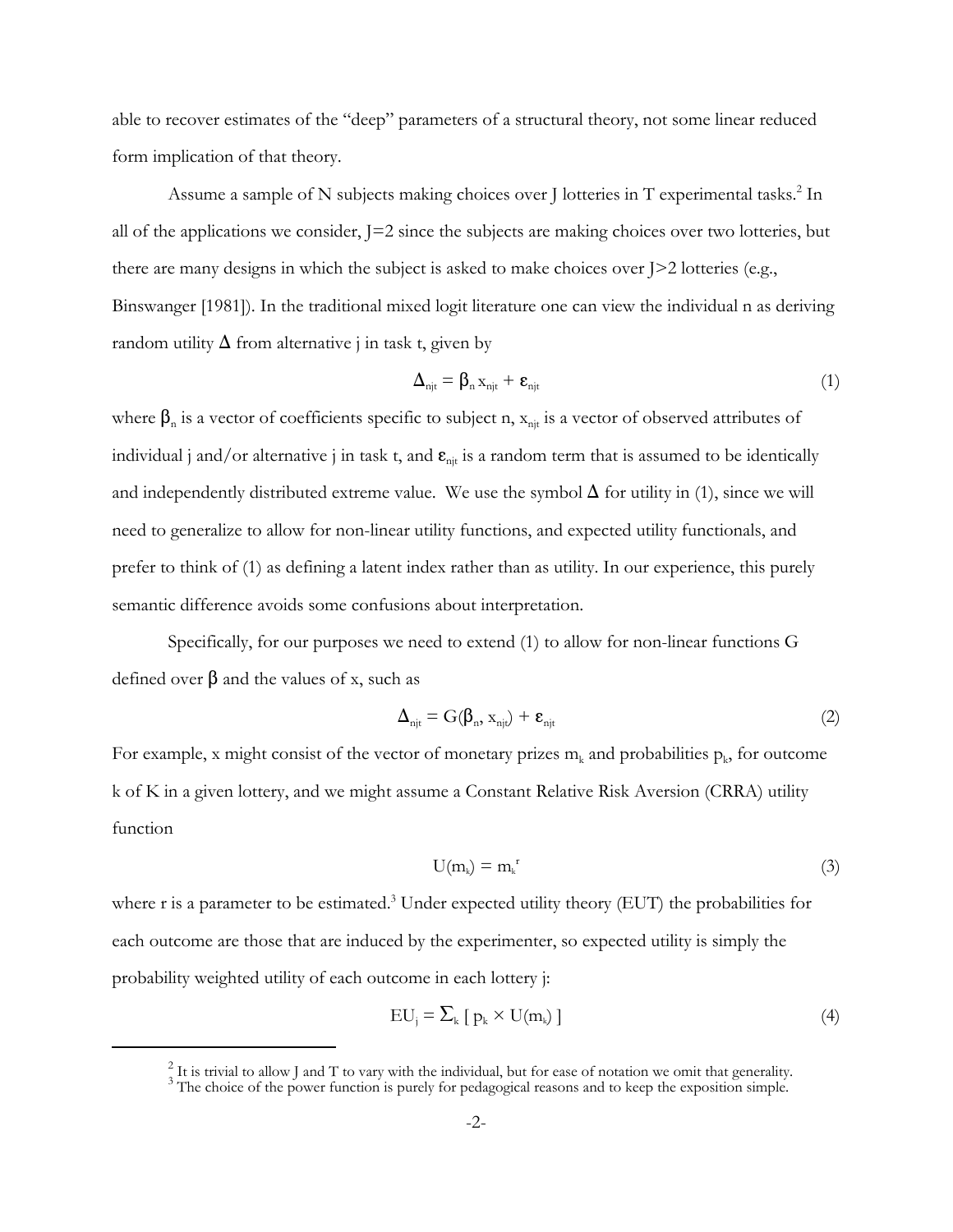able to recover estimates of the "deep" parameters of a structural theory, not some linear reduced form implication of that theory.

Assume a sample of N subjects making choices over J lotteries in T experimental tasks.[2] In all of the applications we consider, J=2 since the subjects are making choices over two lotteries, but there are many designs in which the subject is asked to make choices over J>2 lotteries (e.g., Binswanger [1981]). In the traditional mixed logit literature one can view the individual n as deriving random utility $\Delta$ from alternative j in task t, given by

$$\Delta_{njt} = \beta_n x_{njt} + \varepsilon_{njt} \tag{1}$$

where $\beta_n$ is a vector of coefficients specific to subject n, $x_{njt}$ is a vector of observed attributes of individual j and/or alternative j in task t, and $\varepsilon_{njt}$ is a random term that is assumed to be identically and independently distributed extreme value. We use the symbol $\Delta$ for utility in (1), since we will need to generalize to allow for non-linear utility functions, and expected utility functionals, and prefer to think of (1) as defining a latent index rather than as utility. In our experience, this purely semantic difference avoids some confusions about interpretation.

Specifically, for our purposes we need to extend (1) to allow for non-linear functions G defined over $\beta$ and the values of x, such as

$$\Delta_{njt} = G(\beta_n, x_{njt}) + \varepsilon_{njt} \tag{2}$$

For example, x might consist of the vector of monetary prizes $m_k$ and probabilities $p_k$, for outcome k of K in a given lottery, and we might assume a Constant Relative Risk Aversion (CRRA) utility function

$$U(m_k) = m_k^{\,r} \tag{3}$$

where r is a parameter to be estimated.[3] Under expected utility theory (EUT) the probabilities for each outcome are those that are induced by the experimenter, so expected utility is simply the probability weighted utility of each outcome in each lottery j:

$$EU_j = \Sigma_k \left[ p_k \times U(m_k) \right] \tag{4}$$

---

[2] It is trivial to allow J and T to vary with the individual, but for ease of notation we omit that generality.

[3] The choice of the power function is purely for pedagogical reasons and to keep the exposition simple.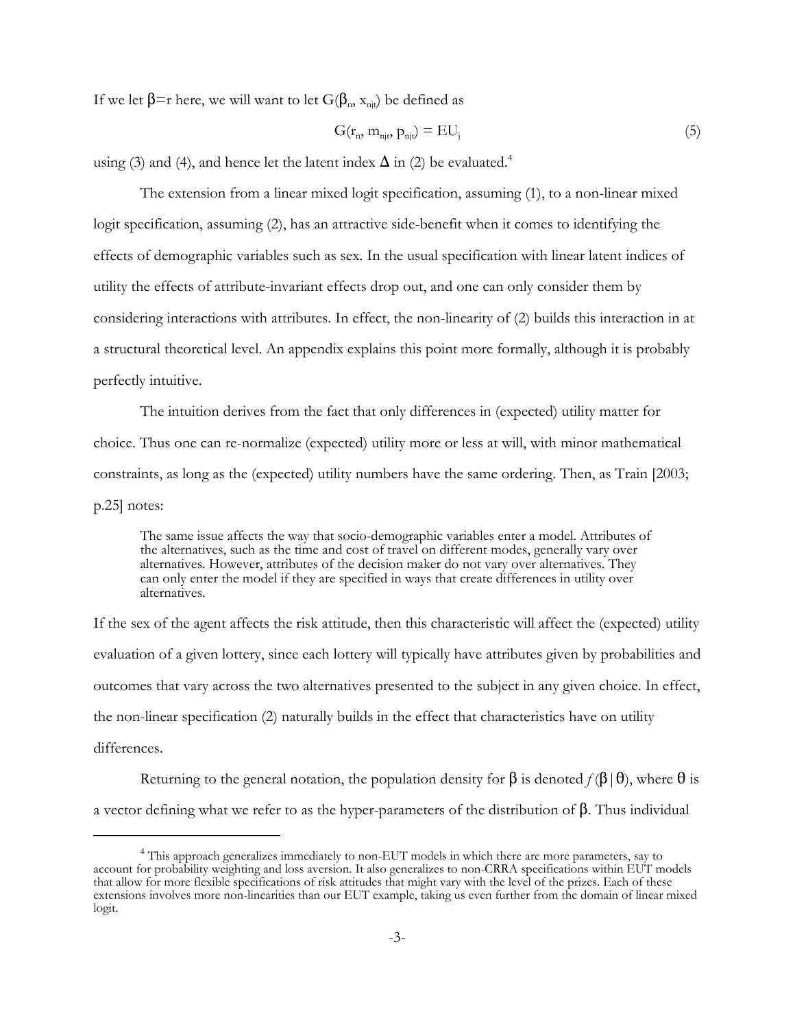If we let $\beta$=r here, we will want to let $G(\beta_n, x_{njt})$ be defined as

$$G(r_n, m_{njt}, p_{njt}) = EU_j \tag{5}$$

using (3) and (4), and hence let the latent index $\Delta$ in (2) be evaluated.[4]

The extension from a linear mixed logit specification, assuming (1), to a non-linear mixed logit specification, assuming (2), has an attractive side-benefit when it comes to identifying the effects of demographic variables such as sex. In the usual specification with linear latent indices of utility the effects of attribute-invariant effects drop out, and one can only consider them by considering interactions with attributes. In effect, the non-linearity of (2) builds this interaction in at a structural theoretical level. An appendix explains this point more formally, although it is probably perfectly intuitive.

The intuition derives from the fact that only differences in (expected) utility matter for choice. Thus one can re-normalize (expected) utility more or less at will, with minor mathematical constraints, as long as the (expected) utility numbers have the same ordering. Then, as Train [2003; p.25] notes:

> The same issue affects the way that socio-demographic variables enter a model. Attributes of the alternatives, such as the time and cost of travel on different modes, generally vary over alternatives. However, attributes of the decision maker do not vary over alternatives. They can only enter the model if they are specified in ways that create differences in utility over alternatives.

If the sex of the agent affects the risk attitude, then this characteristic will affect the (expected) utility evaluation of a given lottery, since each lottery will typically have attributes given by probabilities and outcomes that vary across the two alternatives presented to the subject in any given choice. In effect, the non-linear specification (2) naturally builds in the effect that characteristics have on utility differences.

Returning to the general notation, the population density for $\beta$ is denoted $f(\beta \mid \theta)$, where $\theta$ is a vector defining what we refer to as the hyper-parameters of the distribution of $\beta$. Thus individual

---

[4] This approach generalizes immediately to non-EUT models in which there are more parameters, say to account for probability weighting and loss aversion. It also generalizes to non-CRRA specifications within EUT models that allow for more flexible specifications of risk attitudes that might vary with the level of the prizes. Each of these extensions involves more non-linearities than our EUT example, taking us even further from the domain of linear mixed logit.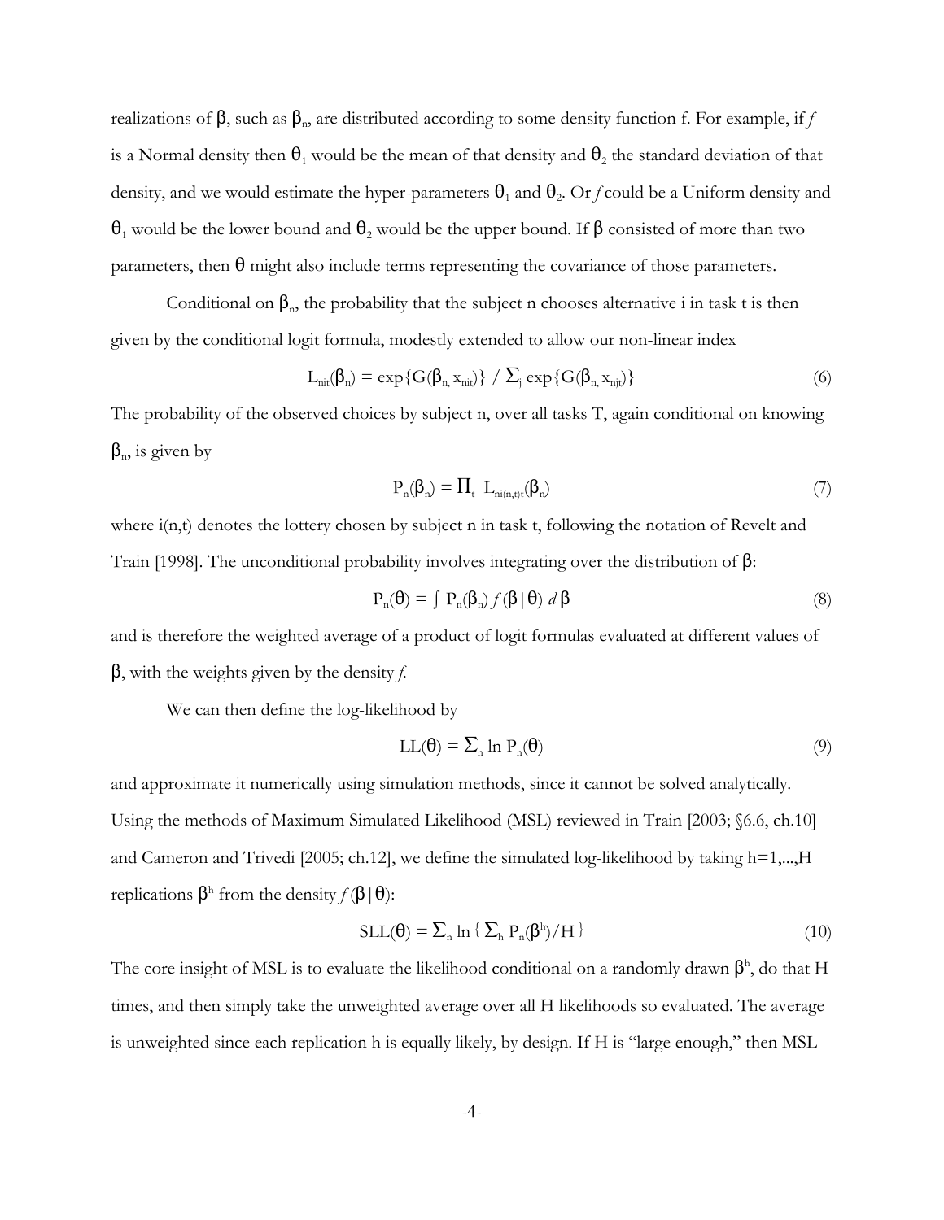realizations of $\beta$, such as $\beta_n$, are distributed according to some density function f. For example, if *f* is a Normal density then $\theta_1$ would be the mean of that density and $\theta_2$ the standard deviation of that density, and we would estimate the hyper-parameters $\theta_1$ and $\theta_2$. Or *f* could be a Uniform density and $\theta_1$ would be the lower bound and $\theta_2$ would be the upper bound. If $\beta$ consisted of more than two parameters, then $\theta$ might also include terms representing the covariance of those parameters.

Conditional on $\beta_n$, the probability that the subject n chooses alternative i in task t is then given by the conditional logit formula, modestly extended to allow our non-linear index

$$L_{nit}(\beta_n) = \exp\{G(\beta_n, x_{nit})\} \;/\; \Sigma_j \exp\{G(\beta_n, x_{njt})\} \tag{6}$$

The probability of the observed choices by subject n, over all tasks T, again conditional on knowing $\beta_n$, is given by

$$P_n(\beta_n) = \Pi_t \; L_{ni(n,t)t}(\beta_n) \tag{7}$$

where i(n,t) denotes the lottery chosen by subject n in task t, following the notation of Revelt and Train [1998]. The unconditional probability involves integrating over the distribution of $\beta$:

$$P_n(\theta) = \int P_n(\beta_n)\, f(\beta \,|\, \theta)\; d\beta \tag{8}$$

and is therefore the weighted average of a product of logit formulas evaluated at different values of $\beta$, with the weights given by the density *f*.

We can then define the log-likelihood by

$$LL(\theta) = \Sigma_n \ln P_n(\theta) \tag{9}$$

and approximate it numerically using simulation methods, since it cannot be solved analytically. Using the methods of Maximum Simulated Likelihood (MSL) reviewed in Train [2003; §6.6, ch.10] and Cameron and Trivedi [2005; ch.12], we define the simulated log-likelihood by taking h=1,...,H replications $\beta^h$ from the density $f(\beta \,|\, \theta)$:

$$SLL(\theta) = \Sigma_n \ln \{ \Sigma_h P_n(\beta^h)/H \} \tag{10}$$

The core insight of MSL is to evaluate the likelihood conditional on a randomly drawn $\beta^h$, do that H times, and then simply take the unweighted average over all H likelihoods so evaluated. The average is unweighted since each replication h is equally likely, by design. If H is "large enough," then MSL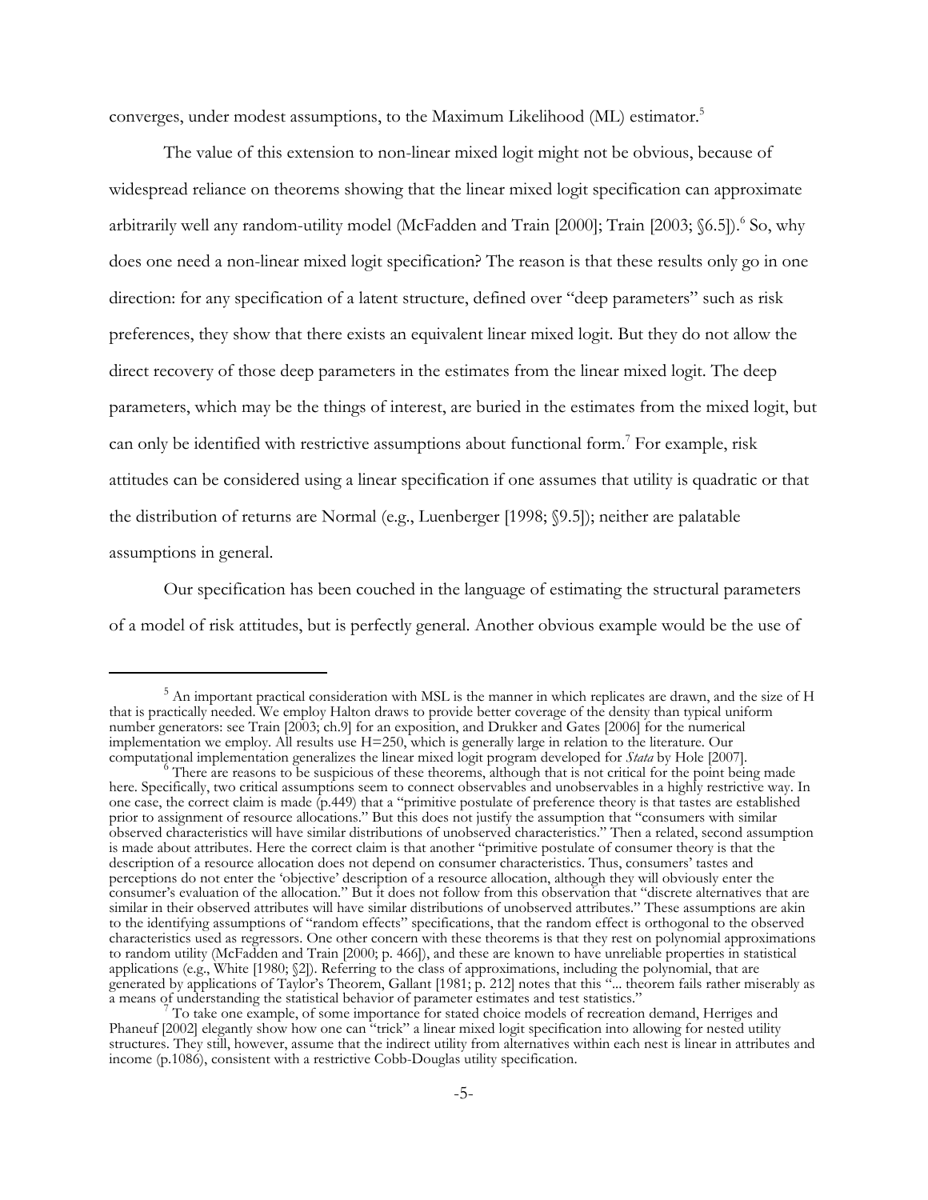converges, under modest assumptions, to the Maximum Likelihood (ML) estimator.[5]

The value of this extension to non-linear mixed logit might not be obvious, because of widespread reliance on theorems showing that the linear mixed logit specification can approximate arbitrarily well any random-utility model (McFadden and Train [2000]; Train [2003; §6.5]).[6] So, why does one need a non-linear mixed logit specification? The reason is that these results only go in one direction: for any specification of a latent structure, defined over "deep parameters" such as risk preferences, they show that there exists an equivalent linear mixed logit. But they do not allow the direct recovery of those deep parameters in the estimates from the linear mixed logit. The deep parameters, which may be the things of interest, are buried in the estimates from the mixed logit, but can only be identified with restrictive assumptions about functional form.[7] For example, risk attitudes can be considered using a linear specification if one assumes that utility is quadratic or that the distribution of returns are Normal (e.g., Luenberger [1998; §9.5]); neither are palatable assumptions in general.

Our specification has been couched in the language of estimating the structural parameters of a model of risk attitudes, but is perfectly general. Another obvious example would be the use of

---

[5] An important practical consideration with MSL is the manner in which replicates are drawn, and the size of H that is practically needed. We employ Halton draws to provide better coverage of the density than typical uniform number generators: see Train [2003; ch.9] for an exposition, and Drukker and Gates [2006] for the numerical implementation we employ. All results use H=250, which is generally large in relation to the literature. Our computational implementation generalizes the linear mixed logit program developed for *Stata* by Hole [2007].

[6] There are reasons to be suspicious of these theorems, although that is not critical for the point being made here. Specifically, two critical assumptions seem to connect observables and unobservables in a highly restrictive way. In one case, the correct claim is made (p.449) that a "primitive postulate of preference theory is that tastes are established prior to assignment of resource allocations." But this does not justify the assumption that "consumers with similar observed characteristics will have similar distributions of unobserved characteristics." Then a related, second assumption is made about attributes. Here the correct claim is that another "primitive postulate of consumer theory is that the description of a resource allocation does not depend on consumer characteristics. Thus, consumers' tastes and perceptions do not enter the 'objective' description of a resource allocation, although they will obviously enter the consumer's evaluation of the allocation." But it does not follow from this observation that "discrete alternatives that are similar in their observed attributes will have similar distributions of unobserved attributes." These assumptions are akin to the identifying assumptions of "random effects" specifications, that the random effect is orthogonal to the observed characteristics used as regressors. One other concern with these theorems is that they rest on polynomial approximations to random utility (McFadden and Train [2000; p. 466]), and these are known to have unreliable properties in statistical applications (e.g., White [1980; §2]). Referring to the class of approximations, including the polynomial, that are generated by applications of Taylor's Theorem, Gallant [1981; p. 212] notes that this "... theorem fails rather miserably as a means of understanding the statistical behavior of parameter estimates and test statistics."

[7] To take one example, of some importance for stated choice models of recreation demand, Herriges and Phaneuf [2002] elegantly show how one can "trick" a linear mixed logit specification into allowing for nested utility structures. They still, however, assume that the indirect utility from alternatives within each nest is linear in attributes and income (p.1086), consistent with a restrictive Cobb-Douglas utility specification.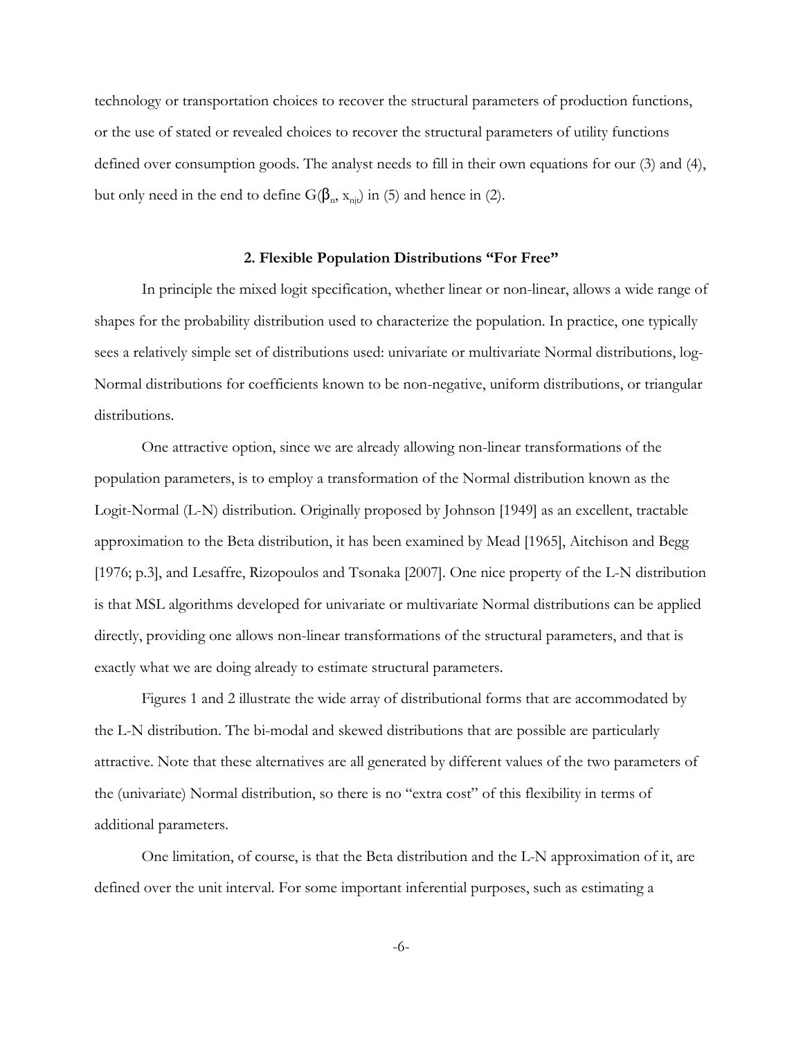technology or transportation choices to recover the structural parameters of production functions, or the use of stated or revealed choices to recover the structural parameters of utility functions defined over consumption goods. The analyst needs to fill in their own equations for our (3) and (4), but only need in the end to define $G(\beta_n, x_{njt})$ in (5) and hence in (2).

## 2. Flexible Population Distributions "For Free"

In principle the mixed logit specification, whether linear or non-linear, allows a wide range of shapes for the probability distribution used to characterize the population. In practice, one typically sees a relatively simple set of distributions used: univariate or multivariate Normal distributions, log-Normal distributions for coefficients known to be non-negative, uniform distributions, or triangular distributions.

One attractive option, since we are already allowing non-linear transformations of the population parameters, is to employ a transformation of the Normal distribution known as the Logit-Normal (L-N) distribution. Originally proposed by Johnson [1949] as an excellent, tractable approximation to the Beta distribution, it has been examined by Mead [1965], Aitchison and Begg [1976; p.3], and Lesaffre, Rizopoulos and Tsonaka [2007]. One nice property of the L-N distribution is that MSL algorithms developed for univariate or multivariate Normal distributions can be applied directly, providing one allows non-linear transformations of the structural parameters, and that is exactly what we are doing already to estimate structural parameters.

Figures 1 and 2 illustrate the wide array of distributional forms that are accommodated by the L-N distribution. The bi-modal and skewed distributions that are possible are particularly attractive. Note that these alternatives are all generated by different values of the two parameters of the (univariate) Normal distribution, so there is no "extra cost" of this flexibility in terms of additional parameters.

One limitation, of course, is that the Beta distribution and the L-N approximation of it, are defined over the unit interval. For some important inferential purposes, such as estimating a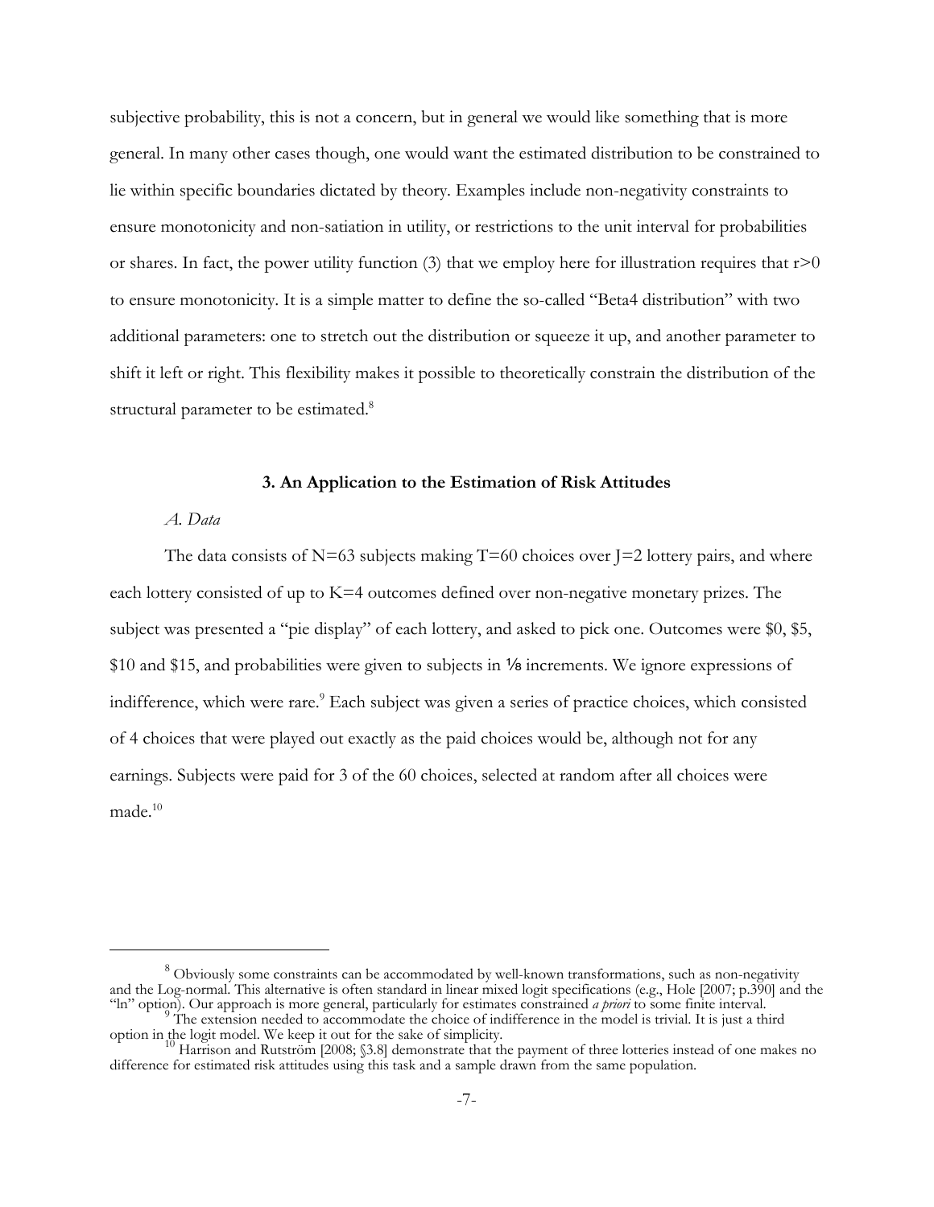subjective probability, this is not a concern, but in general we would like something that is more general. In many other cases though, one would want the estimated distribution to be constrained to lie within specific boundaries dictated by theory. Examples include non-negativity constraints to ensure monotonicity and non-satiation in utility, or restrictions to the unit interval for probabilities or shares. In fact, the power utility function (3) that we employ here for illustration requires that $r>0$ to ensure monotonicity. It is a simple matter to define the so-called "Beta4 distribution" with two additional parameters: one to stretch out the distribution or squeeze it up, and another parameter to shift it left or right. This flexibility makes it possible to theoretically constrain the distribution of the structural parameter to be estimated.[8]

### 3. An Application to the Estimation of Risk Attitudes

*A. Data*

The data consists of $N=63$ subjects making $T=60$ choices over $J=2$ lottery pairs, and where each lottery consisted of up to $K=4$ outcomes defined over non-negative monetary prizes. The subject was presented a "pie display" of each lottery, and asked to pick one. Outcomes were \$0, \$5, \$10 and \$15, and probabilities were given to subjects in ⅛ increments. We ignore expressions of indifference, which were rare.[9] Each subject was given a series of practice choices, which consisted of 4 choices that were played out exactly as the paid choices would be, although not for any earnings. Subjects were paid for 3 of the 60 choices, selected at random after all choices were made.[10]

---

[8] Obviously some constraints can be accommodated by well-known transformations, such as non-negativity and the Log-normal. This alternative is often standard in linear mixed logit specifications (e.g., Hole [2007; p.390] and the "ln" option). Our approach is more general, particularly for estimates constrained *a priori* to some finite interval.

[9] The extension needed to accommodate the choice of indifference in the model is trivial. It is just a third option in the logit model. We keep it out for the sake of simplicity.

[10] Harrison and Rutström [2008; §3.8] demonstrate that the payment of three lotteries instead of one makes no difference for estimated risk attitudes using this task and a sample drawn from the same population.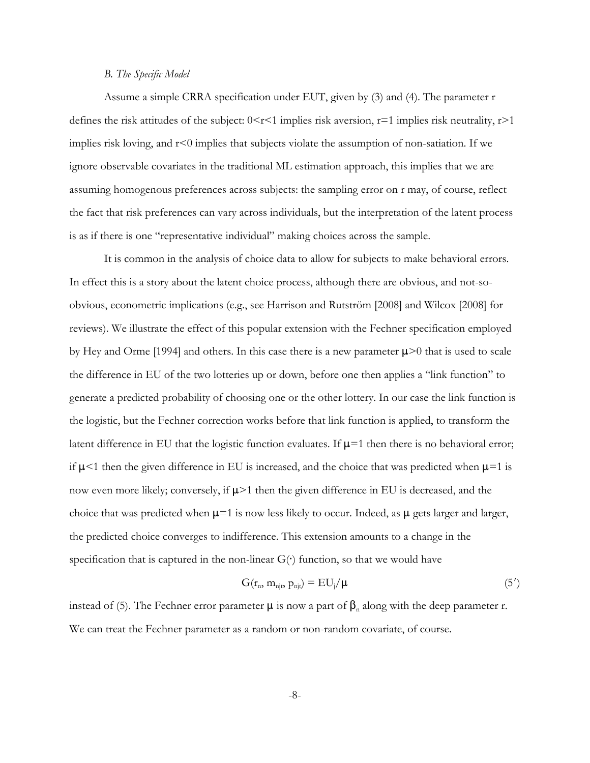### *B. The Specific Model*

Assume a simple CRRA specification under EUT, given by (3) and (4). The parameter r defines the risk attitudes of the subject: $0<r<1$ implies risk aversion, $r=1$ implies risk neutrality, $r>1$ implies risk loving, and $r<0$ implies that subjects violate the assumption of non-satiation. If we ignore observable covariates in the traditional ML estimation approach, this implies that we are assuming homogenous preferences across subjects: the sampling error on r may, of course, reflect the fact that risk preferences can vary across individuals, but the interpretation of the latent process is as if there is one "representative individual" making choices across the sample.

It is common in the analysis of choice data to allow for subjects to make behavioral errors. In effect this is a story about the latent choice process, although there are obvious, and not-so-obvious, econometric implications (e.g., see Harrison and Rutström [2008] and Wilcox [2008] for reviews). We illustrate the effect of this popular extension with the Fechner specification employed by Hey and Orme [1994] and others. In this case there is a new parameter $\mu>0$ that is used to scale the difference in EU of the two lotteries up or down, before one then applies a "link function" to generate a predicted probability of choosing one or the other lottery. In our case the link function is the logistic, but the Fechner correction works before that link function is applied, to transform the latent difference in EU that the logistic function evaluates. If $\mu=1$ then there is no behavioral error; if $\mu<1$ then the given difference in EU is increased, and the choice that was predicted when $\mu=1$ is now even more likely; conversely, if $\mu>1$ then the given difference in EU is decreased, and the choice that was predicted when $\mu=1$ is now less likely to occur. Indeed, as $\mu$ gets larger and larger, the predicted choice converges to indifference. This extension amounts to a change in the specification that is captured in the non-linear $G(\cdot)$ function, so that we would have

$$G(r_n, m_{njt}, p_{njt}) = EU_j/\mu \tag{5'}$$

instead of (5). The Fechner error parameter $\mu$ is now a part of $\beta_n$ along with the deep parameter r. We can treat the Fechner parameter as a random or non-random covariate, of course.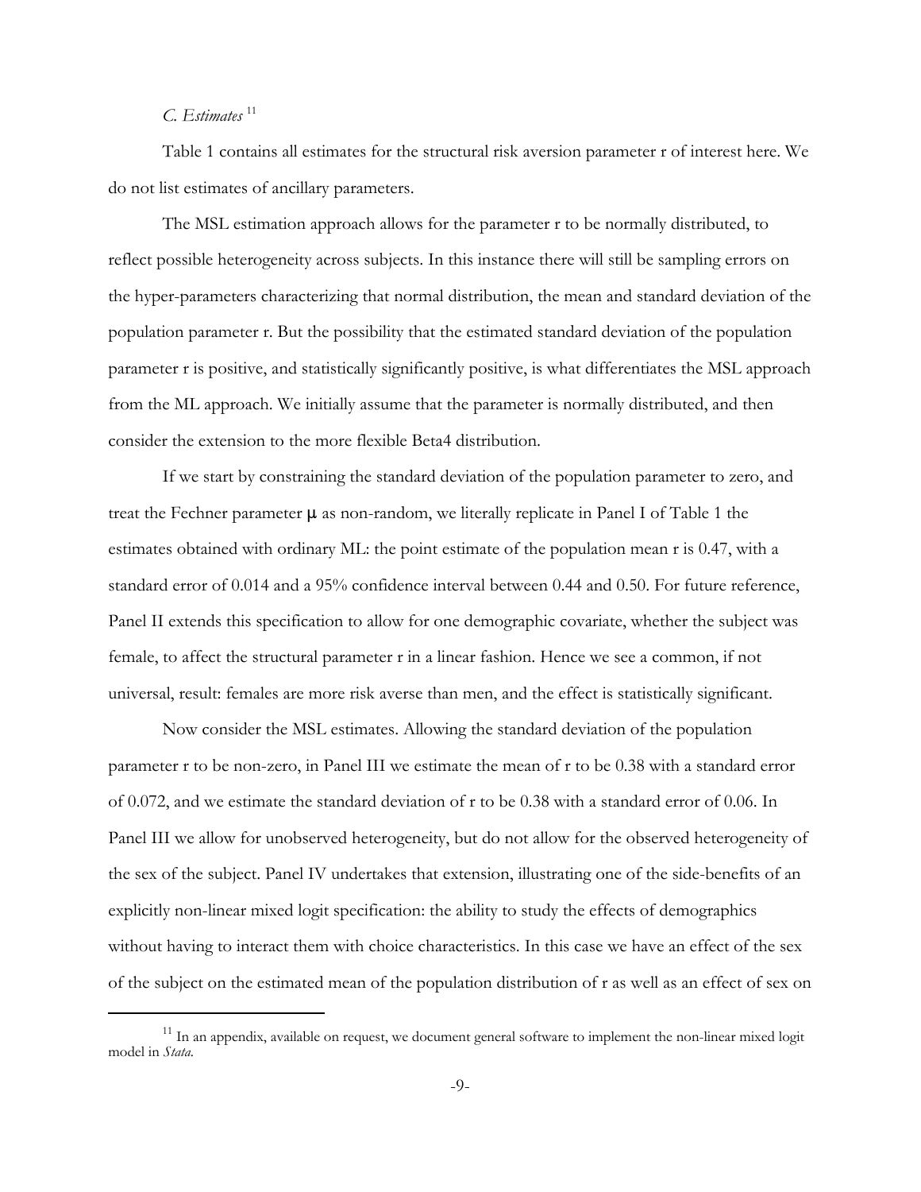### *C. Estimates*[11]

Table 1 contains all estimates for the structural risk aversion parameter r of interest here. We do not list estimates of ancillary parameters.

The MSL estimation approach allows for the parameter r to be normally distributed, to reflect possible heterogeneity across subjects. In this instance there will still be sampling errors on the hyper-parameters characterizing that normal distribution, the mean and standard deviation of the population parameter r. But the possibility that the estimated standard deviation of the population parameter r is positive, and statistically significantly positive, is what differentiates the MSL approach from the ML approach. We initially assume that the parameter is normally distributed, and then consider the extension to the more flexible Beta4 distribution.

If we start by constraining the standard deviation of the population parameter to zero, and treat the Fechner parameter $\mu$ as non-random, we literally replicate in Panel I of Table 1 the estimates obtained with ordinary ML: the point estimate of the population mean r is 0.47, with a standard error of 0.014 and a 95% confidence interval between 0.44 and 0.50. For future reference, Panel II extends this specification to allow for one demographic covariate, whether the subject was female, to affect the structural parameter r in a linear fashion. Hence we see a common, if not universal, result: females are more risk averse than men, and the effect is statistically significant.

Now consider the MSL estimates. Allowing the standard deviation of the population parameter r to be non-zero, in Panel III we estimate the mean of r to be 0.38 with a standard error of 0.072, and we estimate the standard deviation of r to be 0.38 with a standard error of 0.06. In Panel III we allow for unobserved heterogeneity, but do not allow for the observed heterogeneity of the sex of the subject. Panel IV undertakes that extension, illustrating one of the side-benefits of an explicitly non-linear mixed logit specification: the ability to study the effects of demographics without having to interact them with choice characteristics. In this case we have an effect of the sex of the subject on the estimated mean of the population distribution of r as well as an effect of sex on

[11] In an appendix, available on request, we document general software to implement the non-linear mixed logit model in *Stata*.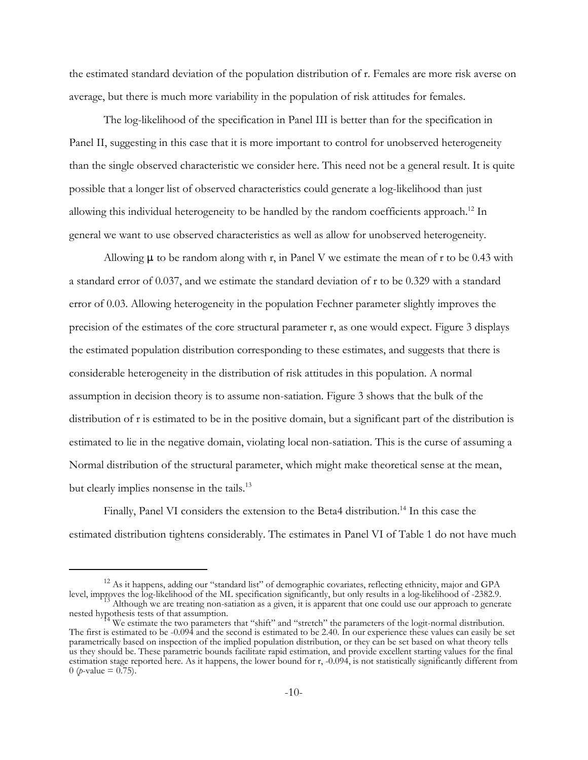the estimated standard deviation of the population distribution of r. Females are more risk averse on average, but there is much more variability in the population of risk attitudes for females.

The log-likelihood of the specification in Panel III is better than for the specification in Panel II, suggesting in this case that it is more important to control for unobserved heterogeneity than the single observed characteristic we consider here. This need not be a general result. It is quite possible that a longer list of observed characteristics could generate a log-likelihood than just allowing this individual heterogeneity to be handled by the random coefficients approach.[12] In general we want to use observed characteristics as well as allow for unobserved heterogeneity.

Allowing $\mu$ to be random along with r, in Panel V we estimate the mean of r to be 0.43 with a standard error of 0.037, and we estimate the standard deviation of r to be 0.329 with a standard error of 0.03. Allowing heterogeneity in the population Fechner parameter slightly improves the precision of the estimates of the core structural parameter r, as one would expect. Figure 3 displays the estimated population distribution corresponding to these estimates, and suggests that there is considerable heterogeneity in the distribution of risk attitudes in this population. A normal assumption in decision theory is to assume non-satiation. Figure 3 shows that the bulk of the distribution of r is estimated to be in the positive domain, but a significant part of the distribution is estimated to lie in the negative domain, violating local non-satiation. This is the curse of assuming a Normal distribution of the structural parameter, which might make theoretical sense at the mean, but clearly implies nonsense in the tails.[13]

Finally, Panel VI considers the extension to the Beta4 distribution.[14] In this case the estimated distribution tightens considerably. The estimates in Panel VI of Table 1 do not have much

---

[12] As it happens, adding our "standard list" of demographic covariates, reflecting ethnicity, major and GPA level, improves the log-likelihood of the ML specification significantly, but only results in a log-likelihood of -2382.9.

[13] Although we are treating non-satiation as a given, it is apparent that one could use our approach to generate nested hypothesis tests of that assumption.

[14] We estimate the two parameters that "shift" and "stretch" the parameters of the logit-normal distribution. The first is estimated to be -0.094 and the second is estimated to be 2.40. In our experience these values can easily be set parametrically based on inspection of the implied population distribution, or they can be set based on what theory tells us they should be. These parametric bounds facilitate rapid estimation, and provide excellent starting values for the final estimation stage reported here. As it happens, the lower bound for r, -0.094, is not statistically significantly different from 0 ($p$-value = 0.75).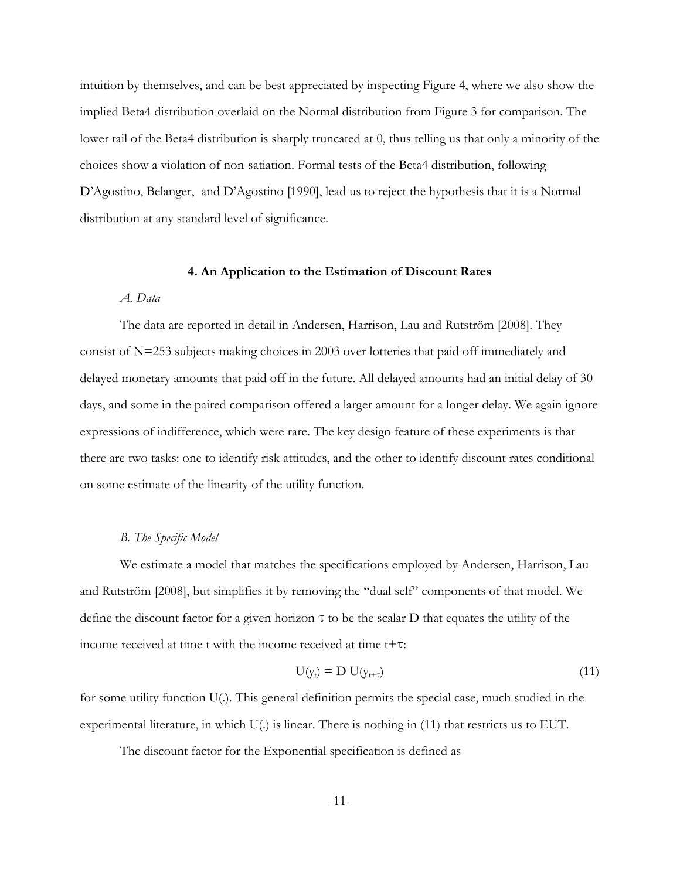intuition by themselves, and can be best appreciated by inspecting Figure 4, where we also show the implied Beta4 distribution overlaid on the Normal distribution from Figure 3 for comparison. The lower tail of the Beta4 distribution is sharply truncated at 0, thus telling us that only a minority of the choices show a violation of non-satiation. Formal tests of the Beta4 distribution, following D'Agostino, Belanger, and D'Agostino [1990], lead us to reject the hypothesis that it is a Normal distribution at any standard level of significance.

## 4. An Application to the Estimation of Discount Rates

*A. Data*

The data are reported in detail in Andersen, Harrison, Lau and Rutström [2008]. They consist of N=253 subjects making choices in 2003 over lotteries that paid off immediately and delayed monetary amounts that paid off in the future. All delayed amounts had an initial delay of 30 days, and some in the paired comparison offered a larger amount for a longer delay. We again ignore expressions of indifference, which were rare. The key design feature of these experiments is that there are two tasks: one to identify risk attitudes, and the other to identify discount rates conditional on some estimate of the linearity of the utility function.

*B. The Specific Model*

We estimate a model that matches the specifications employed by Andersen, Harrison, Lau and Rutström [2008], but simplifies it by removing the "dual self" components of that model. We define the discount factor for a given horizon $\tau$ to be the scalar D that equates the utility of the income received at time t with the income received at time $t+\tau$:

$$U(y_t) = D\ U(y_{t+\tau}) \tag{11}$$

for some utility function U(.). This general definition permits the special case, much studied in the experimental literature, in which U(.) is linear. There is nothing in (11) that restricts us to EUT.

The discount factor for the Exponential specification is defined as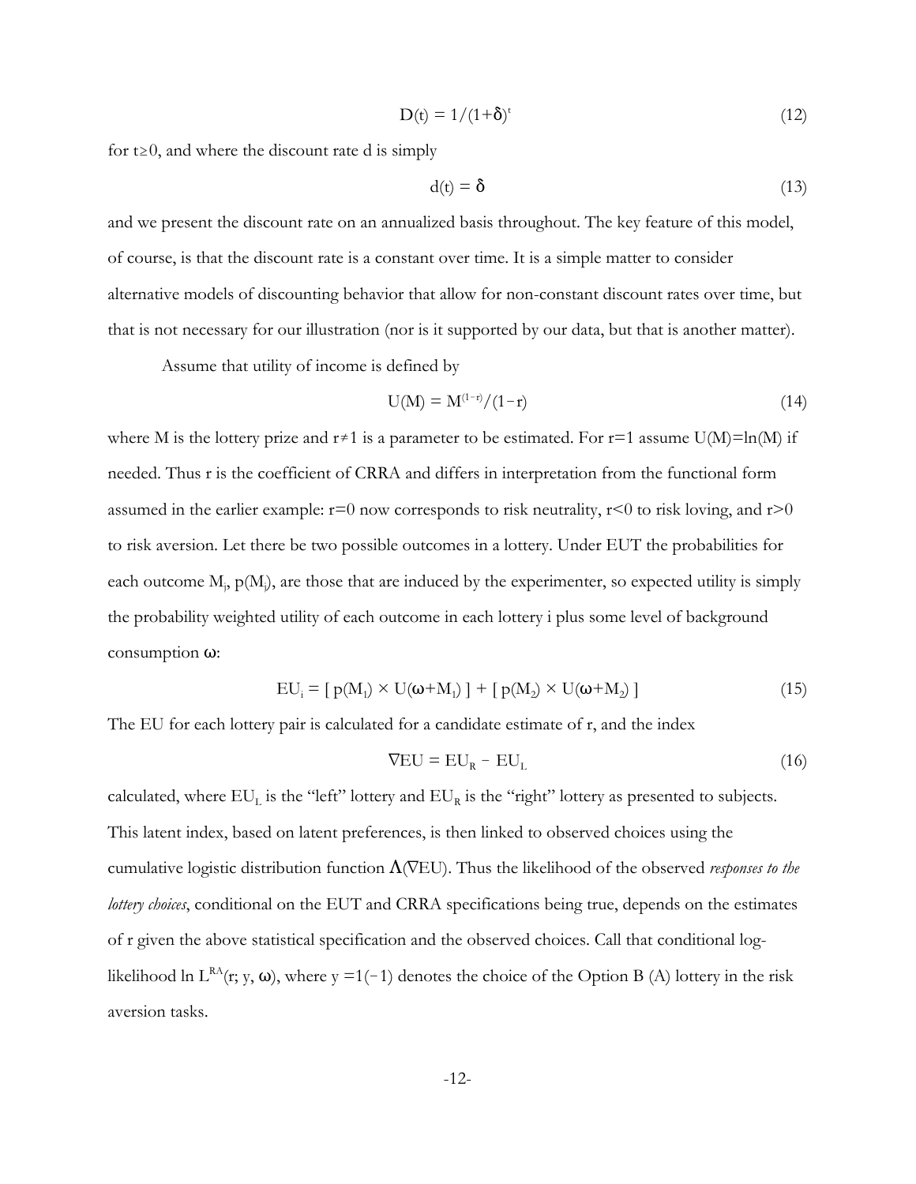$$D(t) = 1/(1+\delta)^t \tag{12}$$

for $t \geq 0$, and where the discount rate d is simply

$$d(t) = \delta \tag{13}$$

and we present the discount rate on an annualized basis throughout. The key feature of this model, of course, is that the discount rate is a constant over time. It is a simple matter to consider alternative models of discounting behavior that allow for non-constant discount rates over time, but that is not necessary for our illustration (nor is it supported by our data, but that is another matter).

Assume that utility of income is defined by

$$U(M) = M^{(1-r)}/(1-r) \tag{14}$$

where M is the lottery prize and $r \neq 1$ is a parameter to be estimated. For $r=1$ assume $U(M)=\ln(M)$ if needed. Thus r is the coefficient of CRRA and differs in interpretation from the functional form assumed in the earlier example: $r=0$ now corresponds to risk neutrality, $r<0$ to risk loving, and $r>0$ to risk aversion. Let there be two possible outcomes in a lottery. Under EUT the probabilities for each outcome $M_j$, $p(M_j)$, are those that are induced by the experimenter, so expected utility is simply the probability weighted utility of each outcome in each lottery i plus some level of background consumption $\omega$:

$$EU_i = [\, p(M_1) \times U(\omega+M_1) \,] + [\, p(M_2) \times U(\omega+M_2) \,] \tag{15}$$

The EU for each lottery pair is calculated for a candidate estimate of r, and the index

$$\nabla EU = EU_R - EU_L \tag{16}$$

calculated, where $EU_L$ is the "left" lottery and $EU_R$ is the "right" lottery as presented to subjects. This latent index, based on latent preferences, is then linked to observed choices using the cumulative logistic distribution function $\Lambda(\nabla EU)$. Thus the likelihood of the observed *responses to the lottery choices*, conditional on the EUT and CRRA specifications being true, depends on the estimates of r given the above statistical specification and the observed choices. Call that conditional log-likelihood $\ln L^{RA}(r;\, y,\, \omega)$, where $y = 1(-1)$ denotes the choice of the Option B (A) lottery in the risk aversion tasks.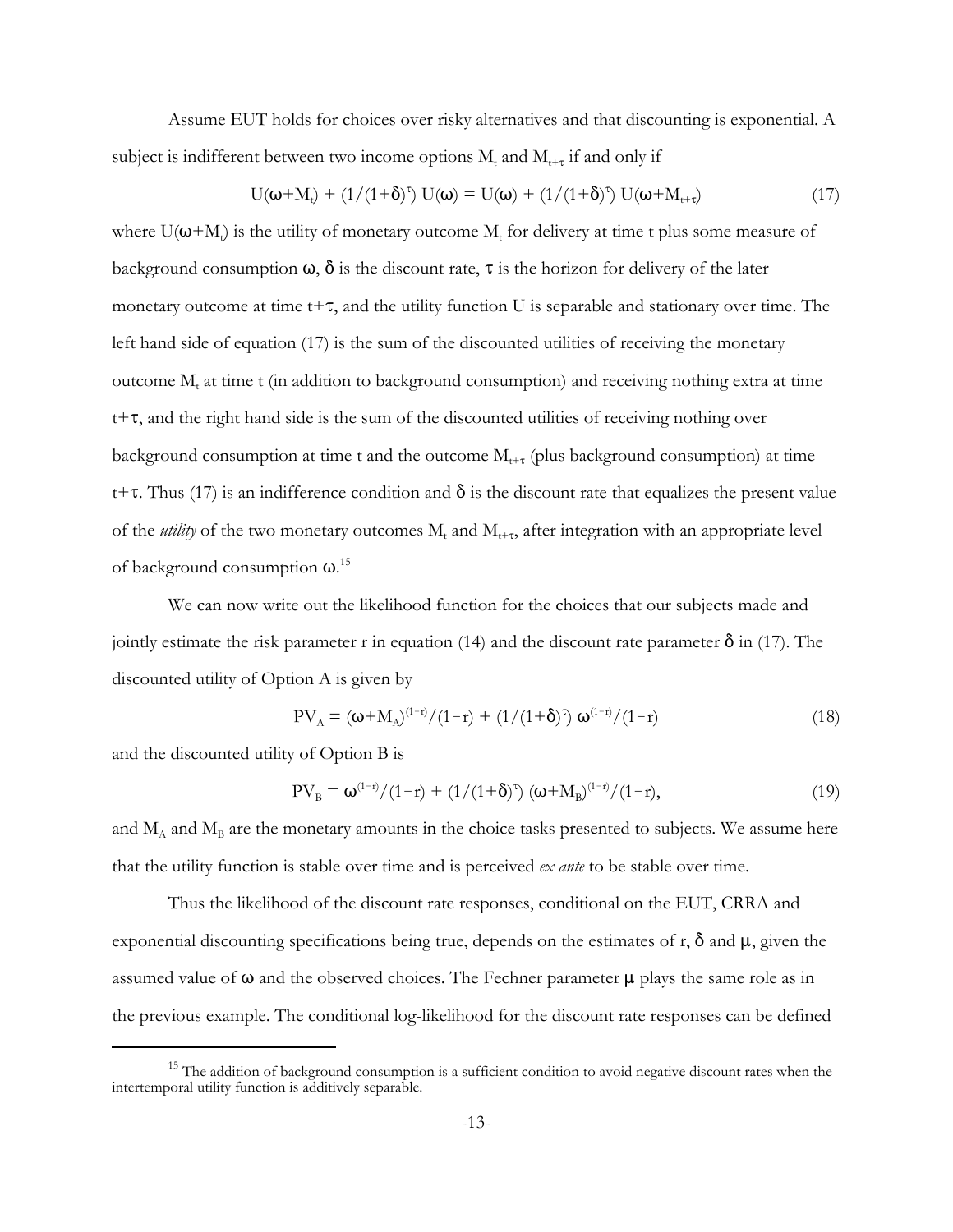Assume EUT holds for choices over risky alternatives and that discounting is exponential. A subject is indifferent between two income options $M_t$ and $M_{t+\tau}$ if and only if

$$U(\omega+M_t) + (1/(1+\delta)^{\tau})\, U(\omega) = U(\omega) + (1/(1+\delta)^{\tau})\, U(\omega+M_{t+\tau}) \tag{17}$$

where $U(\omega+M_t)$ is the utility of monetary outcome $M_t$ for delivery at time t plus some measure of background consumption $\omega$, $\delta$ is the discount rate, $\tau$ is the horizon for delivery of the later monetary outcome at time $t+\tau$, and the utility function U is separable and stationary over time. The left hand side of equation (17) is the sum of the discounted utilities of receiving the monetary outcome $M_t$ at time t (in addition to background consumption) and receiving nothing extra at time $t+\tau$, and the right hand side is the sum of the discounted utilities of receiving nothing over background consumption at time t and the outcome $M_{t+\tau}$ (plus background consumption) at time $t+\tau$. Thus (17) is an indifference condition and $\delta$ is the discount rate that equalizes the present value of the *utility* of the two monetary outcomes $M_t$ and $M_{t+\tau}$, after integration with an appropriate level of background consumption $\omega$.[15]

We can now write out the likelihood function for the choices that our subjects made and jointly estimate the risk parameter r in equation (14) and the discount rate parameter $\delta$ in (17). The discounted utility of Option A is given by

$$PV_A = (\omega+M_A)^{(1-r)}/(1-r) + (1/(1+\delta)^{\tau})\, \omega^{(1-r)}/(1-r) \tag{18}$$

and the discounted utility of Option B is

$$PV_B = \omega^{(1-r)}/(1-r) + (1/(1+\delta)^{\tau})\, (\omega+M_B)^{(1-r)}/(1-r), \tag{19}$$

and $M_A$ and $M_B$ are the monetary amounts in the choice tasks presented to subjects. We assume here that the utility function is stable over time and is perceived *ex ante* to be stable over time.

Thus the likelihood of the discount rate responses, conditional on the EUT, CRRA and exponential discounting specifications being true, depends on the estimates of r, $\delta$ and $\mu$, given the assumed value of $\omega$ and the observed choices. The Fechner parameter $\mu$ plays the same role as in the previous example. The conditional log-likelihood for the discount rate responses can be defined

[15] The addition of background consumption is a sufficient condition to avoid negative discount rates when the intertemporal utility function is additively separable.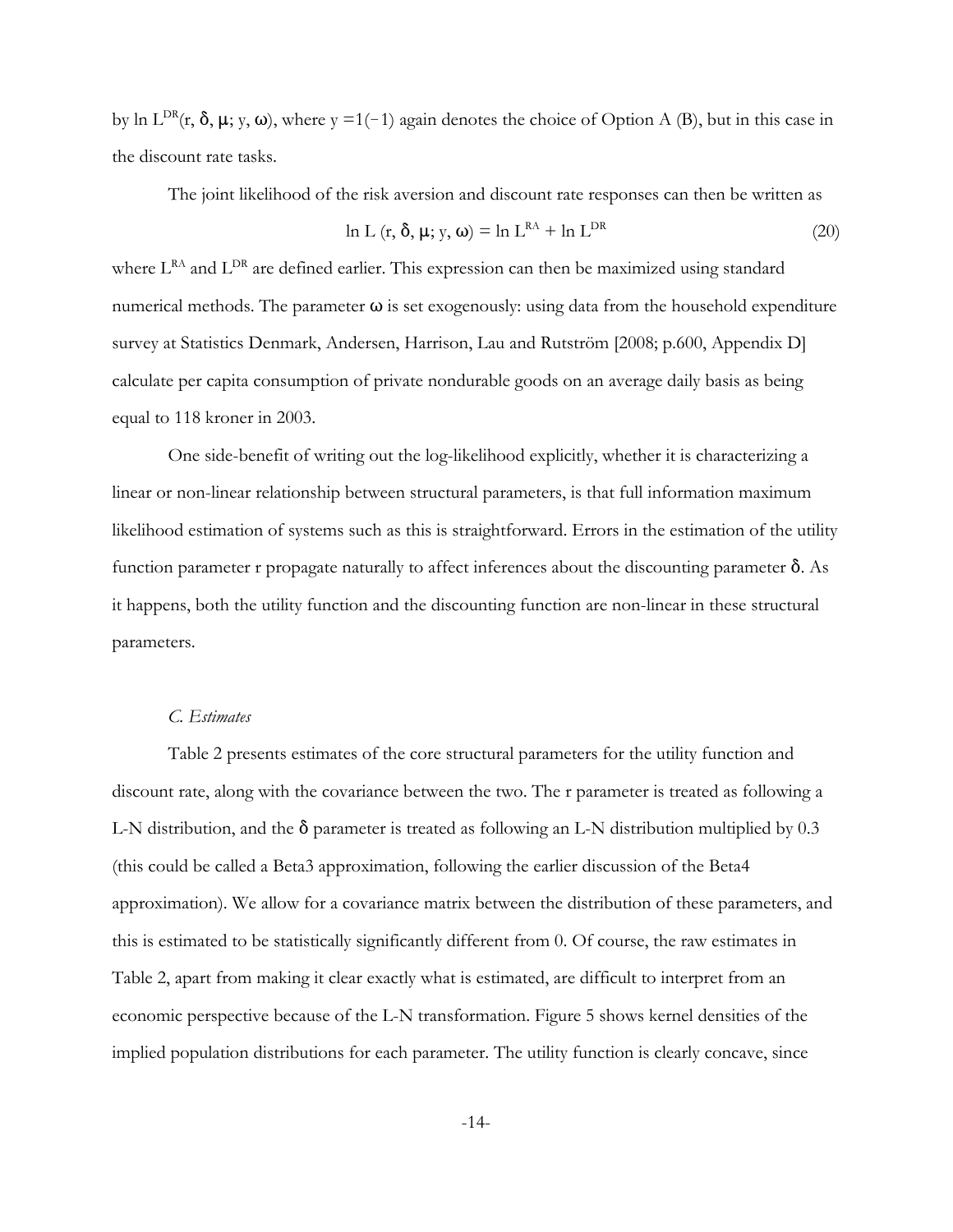by $\ln L^{DR}(r, \delta, \mu; y, \omega)$, where $y = 1(-1)$ again denotes the choice of Option A (B), but in this case in the discount rate tasks.

The joint likelihood of the risk aversion and discount rate responses can then be written as

$$\ln L\,(r, \delta, \mu; y, \omega) = \ln L^{RA} + \ln L^{DR} \tag{20}$$

where $L^{RA}$ and $L^{DR}$ are defined earlier. This expression can then be maximized using standard numerical methods. The parameter $\omega$ is set exogenously: using data from the household expenditure survey at Statistics Denmark, Andersen, Harrison, Lau and Rutström [2008; p.600, Appendix D] calculate per capita consumption of private nondurable goods on an average daily basis as being equal to 118 kroner in 2003.

One side-benefit of writing out the log-likelihood explicitly, whether it is characterizing a linear or non-linear relationship between structural parameters, is that full information maximum likelihood estimation of systems such as this is straightforward. Errors in the estimation of the utility function parameter r propagate naturally to affect inferences about the discounting parameter $\delta$. As it happens, both the utility function and the discounting function are non-linear in these structural parameters.

### *C. Estimates*

Table 2 presents estimates of the core structural parameters for the utility function and discount rate, along with the covariance between the two. The r parameter is treated as following a L-N distribution, and the $\delta$ parameter is treated as following an L-N distribution multiplied by 0.3 (this could be called a Beta3 approximation, following the earlier discussion of the Beta4 approximation). We allow for a covariance matrix between the distribution of these parameters, and this is estimated to be statistically significantly different from 0. Of course, the raw estimates in Table 2, apart from making it clear exactly what is estimated, are difficult to interpret from an economic perspective because of the L-N transformation. Figure 5 shows kernel densities of the implied population distributions for each parameter. The utility function is clearly concave, since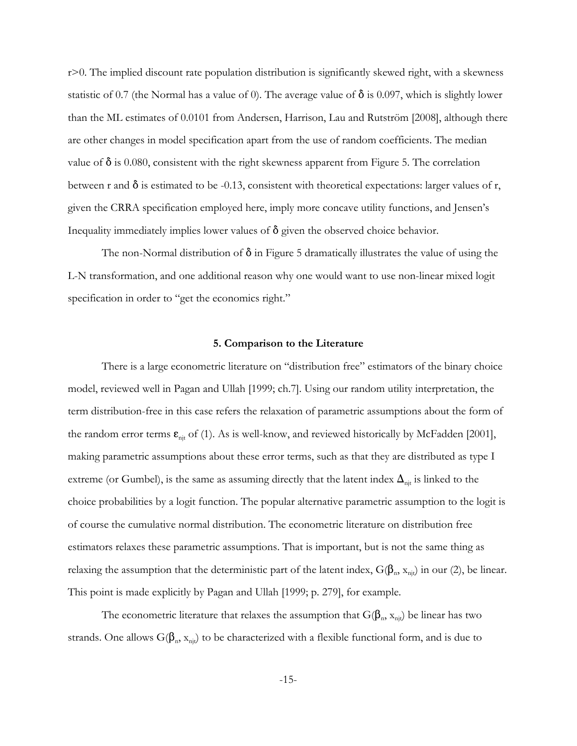$r>0$. The implied discount rate population distribution is significantly skewed right, with a skewness statistic of 0.7 (the Normal has a value of 0). The average value of $\delta$ is 0.097, which is slightly lower than the ML estimates of 0.0101 from Andersen, Harrison, Lau and Rutström [2008], although there are other changes in model specification apart from the use of random coefficients. The median value of $\delta$ is 0.080, consistent with the right skewness apparent from Figure 5. The correlation between r and $\delta$ is estimated to be -0.13, consistent with theoretical expectations: larger values of r, given the CRRA specification employed here, imply more concave utility functions, and Jensen's Inequality immediately implies lower values of $\delta$ given the observed choice behavior.

The non-Normal distribution of $\delta$ in Figure 5 dramatically illustrates the value of using the L-N transformation, and one additional reason why one would want to use non-linear mixed logit specification in order to "get the economics right."

### 5. Comparison to the Literature

There is a large econometric literature on "distribution free" estimators of the binary choice model, reviewed well in Pagan and Ullah [1999; ch.7]. Using our random utility interpretation, the term distribution-free in this case refers the relaxation of parametric assumptions about the form of the random error terms $\varepsilon_{njt}$ of (1). As is well-know, and reviewed historically by McFadden [2001], making parametric assumptions about these error terms, such as that they are distributed as type I extreme (or Gumbel), is the same as assuming directly that the latent index $\Delta_{njt}$ is linked to the choice probabilities by a logit function. The popular alternative parametric assumption to the logit is of course the cumulative normal distribution. The econometric literature on distribution free estimators relaxes these parametric assumptions. That is important, but is not the same thing as relaxing the assumption that the deterministic part of the latent index, $G(\beta_n, x_{njt})$ in our (2), be linear. This point is made explicitly by Pagan and Ullah [1999; p. 279], for example.

The econometric literature that relaxes the assumption that $G(\beta_n, x_{njt})$ be linear has two strands. One allows $G(\beta_n, x_{njt})$ to be characterized with a flexible functional form, and is due to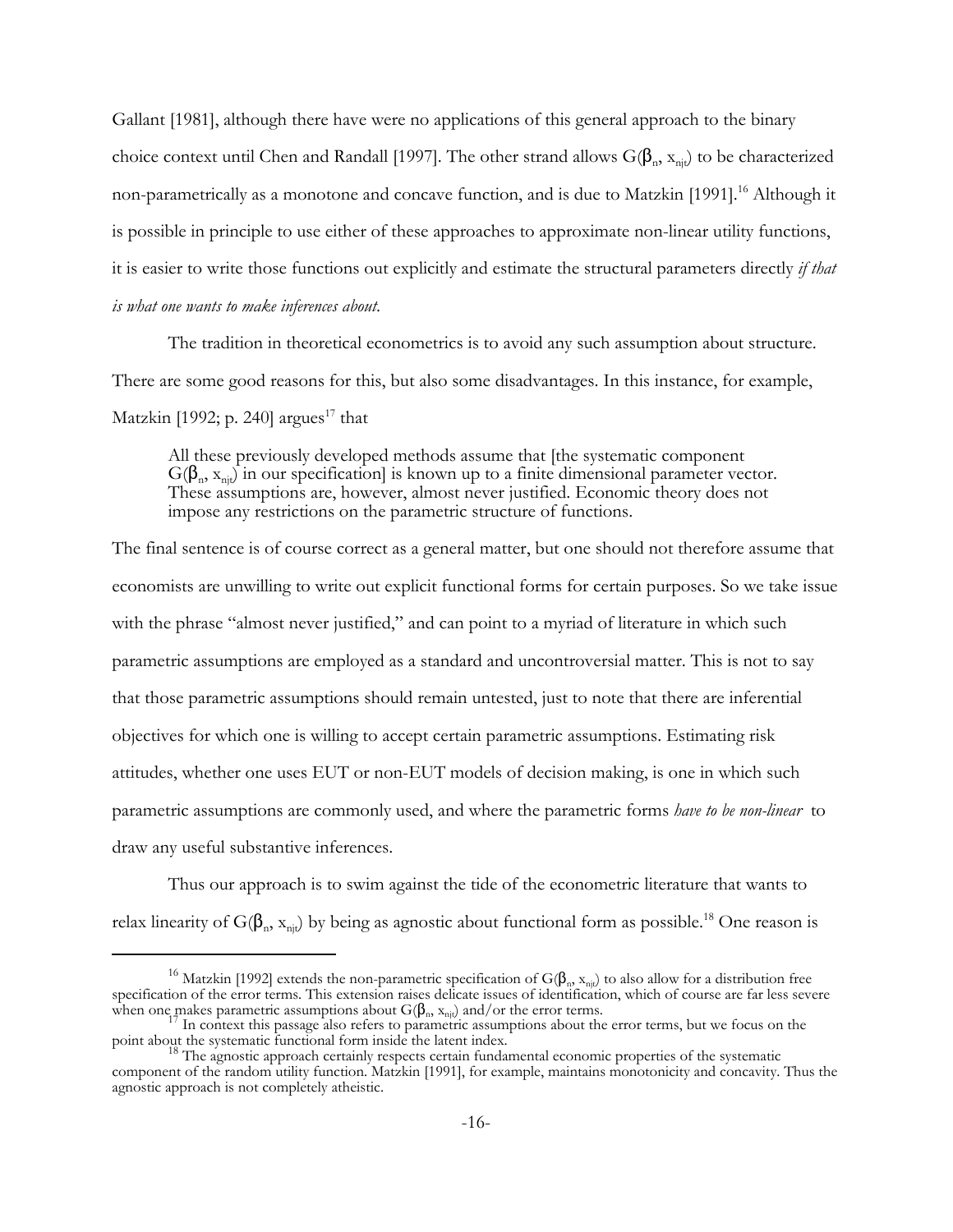Gallant [1981], although there have were no applications of this general approach to the binary choice context until Chen and Randall [1997]. The other strand allows $G(\beta_n, x_{njt})$ to be characterized non-parametrically as a monotone and concave function, and is due to Matzkin [1991].[16] Although it is possible in principle to use either of these approaches to approximate non-linear utility functions, it is easier to write those functions out explicitly and estimate the structural parameters directly *if that is what one wants to make inferences about*.

The tradition in theoretical econometrics is to avoid any such assumption about structure. There are some good reasons for this, but also some disadvantages. In this instance, for example, Matzkin [1992; p. 240] argues[17] that

> All these previously developed methods assume that [the systematic component $G(\beta_n, x_{njt})$ in our specification] is known up to a finite dimensional parameter vector. These assumptions are, however, almost never justified. Economic theory does not impose any restrictions on the parametric structure of functions.

The final sentence is of course correct as a general matter, but one should not therefore assume that economists are unwilling to write out explicit functional forms for certain purposes. So we take issue with the phrase "almost never justified," and can point to a myriad of literature in which such parametric assumptions are employed as a standard and uncontroversial matter. This is not to say that those parametric assumptions should remain untested, just to note that there are inferential objectives for which one is willing to accept certain parametric assumptions. Estimating risk attitudes, whether one uses EUT or non-EUT models of decision making, is one in which such parametric assumptions are commonly used, and where the parametric forms *have to be non-linear* to draw any useful substantive inferences.

Thus our approach is to swim against the tide of the econometric literature that wants to relax linearity of $G(\beta_n, x_{njt})$ by being as agnostic about functional form as possible.[18] One reason is

---

[16] Matzkin [1992] extends the non-parametric specification of $G(\beta_n, x_{njt})$ to also allow for a distribution free specification of the error terms. This extension raises delicate issues of identification, which of course are far less severe when one makes parametric assumptions about $G(\beta_n, x_{njt})$ and/or the error terms.

[17] In context this passage also refers to parametric assumptions about the error terms, but we focus on the point about the systematic functional form inside the latent index.

[18] The agnostic approach certainly respects certain fundamental economic properties of the systematic component of the random utility function. Matzkin [1991], for example, maintains monotonicity and concavity. Thus the agnostic approach is not completely atheistic.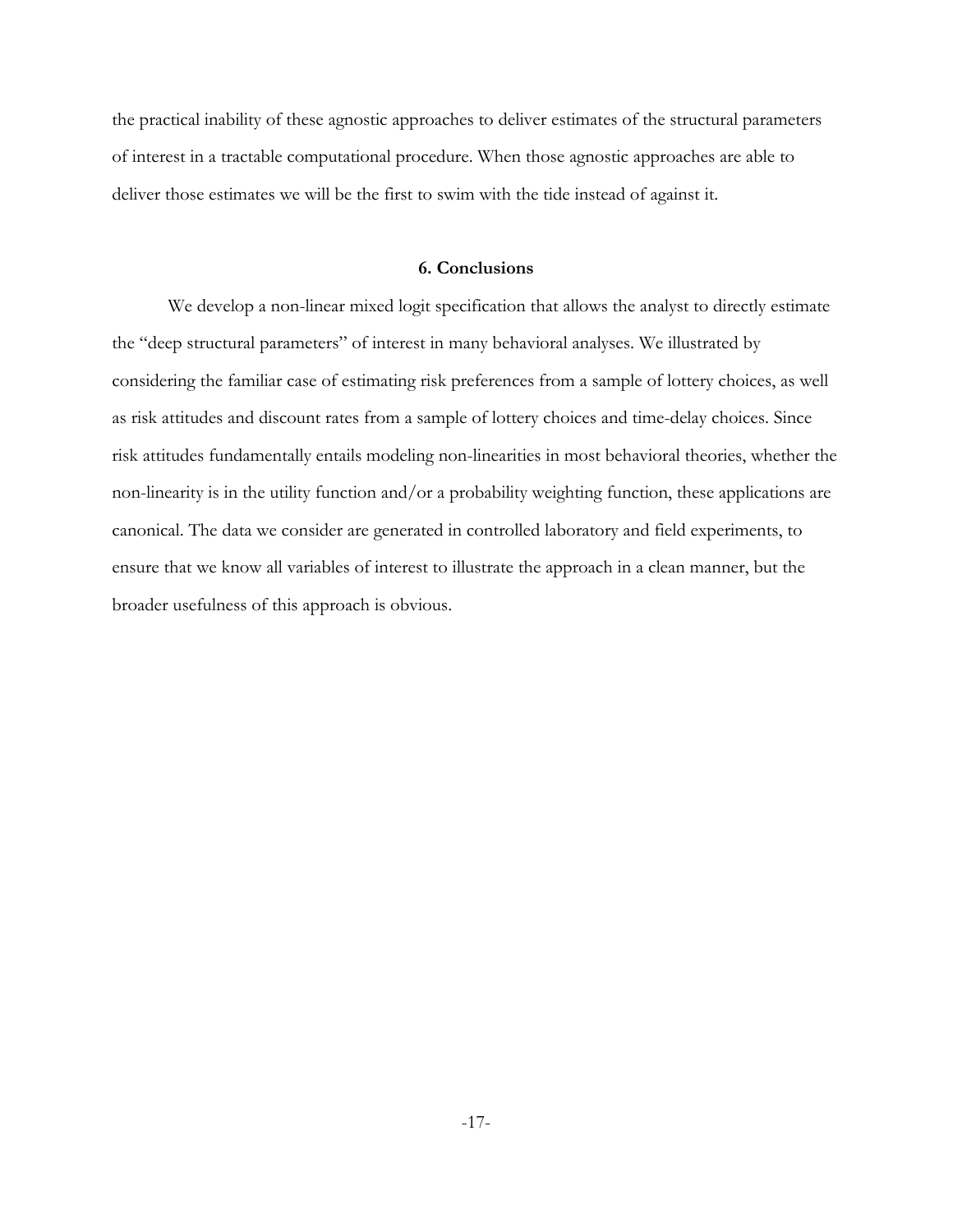the practical inability of these agnostic approaches to deliver estimates of the structural parameters of interest in a tractable computational procedure. When those agnostic approaches are able to deliver those estimates we will be the first to swim with the tide instead of against it.

## 6. Conclusions

We develop a non-linear mixed logit specification that allows the analyst to directly estimate the "deep structural parameters" of interest in many behavioral analyses. We illustrated by considering the familiar case of estimating risk preferences from a sample of lottery choices, as well as risk attitudes and discount rates from a sample of lottery choices and time-delay choices. Since risk attitudes fundamentally entails modeling non-linearities in most behavioral theories, whether the non-linearity is in the utility function and/or a probability weighting function, these applications are canonical. The data we consider are generated in controlled laboratory and field experiments, to ensure that we know all variables of interest to illustrate the approach in a clean manner, but the broader usefulness of this approach is obvious.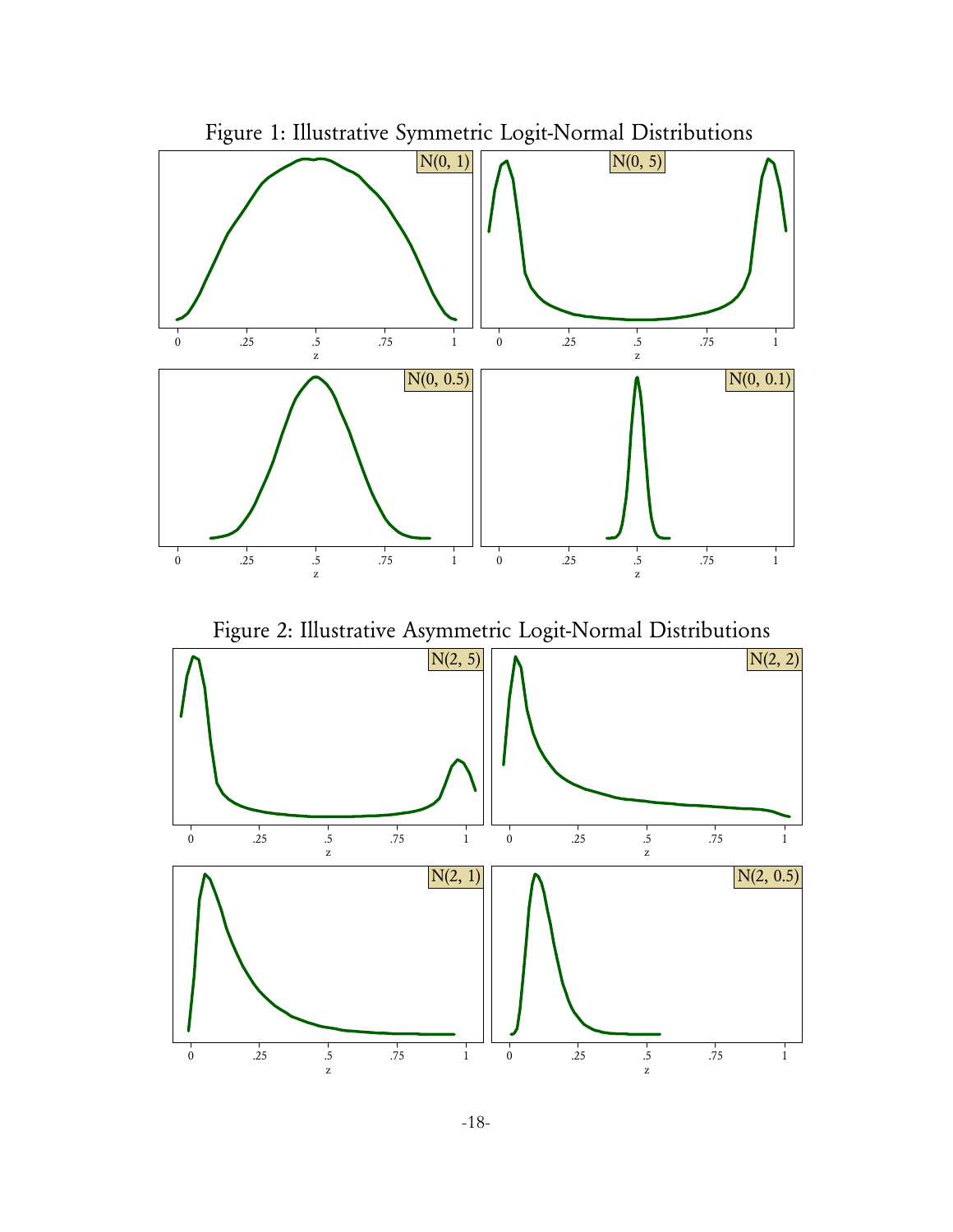Figure 1: Illustrative Symmetric Logit-Normal Distributions

N(0, 1)

0 .25 .5 .75 1
z

N(0, 5)

0 .25 .5 .75 1
z

N(0, 0.5)

0 .25 .5 .75 1
z

N(0, 0.1)

0 .25 .5 .75 1
z

Figure 2: Illustrative Asymmetric Logit-Normal Distributions

N(2, 5)

0 .25 .5 .75 1
z

N(2, 2)

0 .25 .5 .75 1
z

N(2, 1)

0 .25 .5 .75 1
z

N(2, 0.5)

0 .25 .5 .75 1
z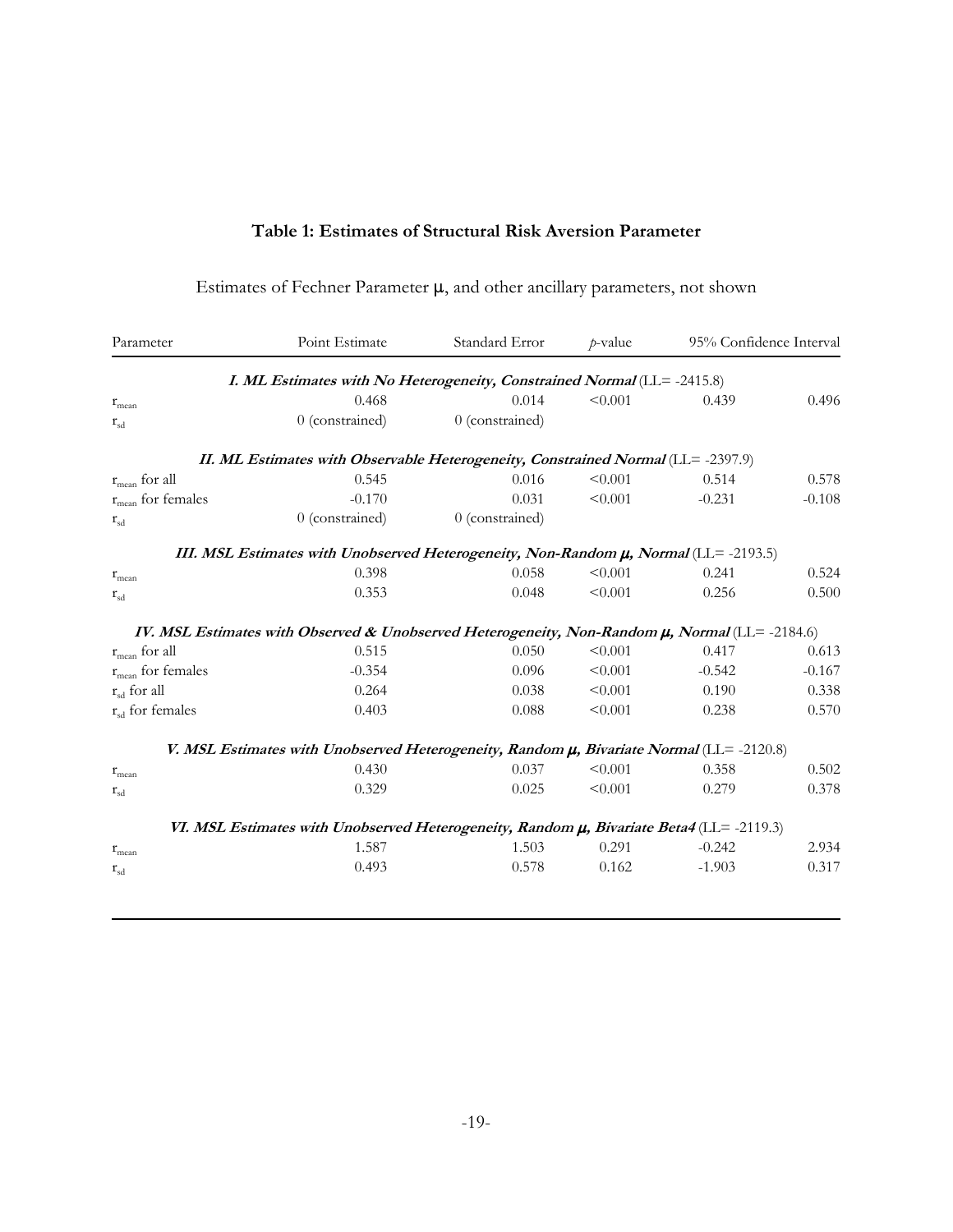### Table 1: Estimates of Structural Risk Aversion Parameter

Estimates of Fechner Parameter μ, and other ancillary parameters, not shown

| Parameter | Point Estimate | Standard Error | *p*-value | 95% Confidence Interval | |
|---|---|---|---|---|---|
| ***I. ML Estimates with No Heterogeneity, Constrained Normal*** (LL= -2415.8) | | | | | |
| $r_{mean}$ | 0.468 | 0.014 | <0.001 | 0.439 | 0.496 |
| $r_{sd}$ | 0 (constrained) | 0 (constrained) | | | |
| ***II. ML Estimates with Observable Heterogeneity, Constrained Normal*** (LL= -2397.9) | | | | | |
| $r_{mean}$ for all | 0.545 | 0.016 | <0.001 | 0.514 | 0.578 |
| $r_{mean}$ for females | -0.170 | 0.031 | <0.001 | -0.231 | -0.108 |
| $r_{sd}$ | 0 (constrained) | 0 (constrained) | | | |
| ***III. MSL Estimates with Unobserved Heterogeneity, Non-Random μ, Normal*** (LL= -2193.5) | | | | | |
| $r_{mean}$ | 0.398 | 0.058 | <0.001 | 0.241 | 0.524 |
| $r_{sd}$ | 0.353 | 0.048 | <0.001 | 0.256 | 0.500 |
| ***IV. MSL Estimates with Observed & Unobserved Heterogeneity, Non-Random μ, Normal*** (LL= -2184.6) | | | | | |
| $r_{mean}$ for all | 0.515 | 0.050 | <0.001 | 0.417 | 0.613 |
| $r_{mean}$ for females | -0.354 | 0.096 | <0.001 | -0.542 | -0.167 |
| $r_{sd}$ for all | 0.264 | 0.038 | <0.001 | 0.190 | 0.338 |
| $r_{sd}$ for females | 0.403 | 0.088 | <0.001 | 0.238 | 0.570 |
| ***V. MSL Estimates with Unobserved Heterogeneity, Random μ, Bivariate Normal*** (LL= -2120.8) | | | | | |
| $r_{mean}$ | 0.430 | 0.037 | <0.001 | 0.358 | 0.502 |
| $r_{sd}$ | 0.329 | 0.025 | <0.001 | 0.279 | 0.378 |
| ***VI. MSL Estimates with Unobserved Heterogeneity, Random μ, Bivariate Beta4*** (LL= -2119.3) | | | | | |
| $r_{mean}$ | 1.587 | 1.503 | 0.291 | -0.242 | 2.934 |
| $r_{sd}$ | 0.493 | 0.578 | 0.162 | -1.903 | 0.317 |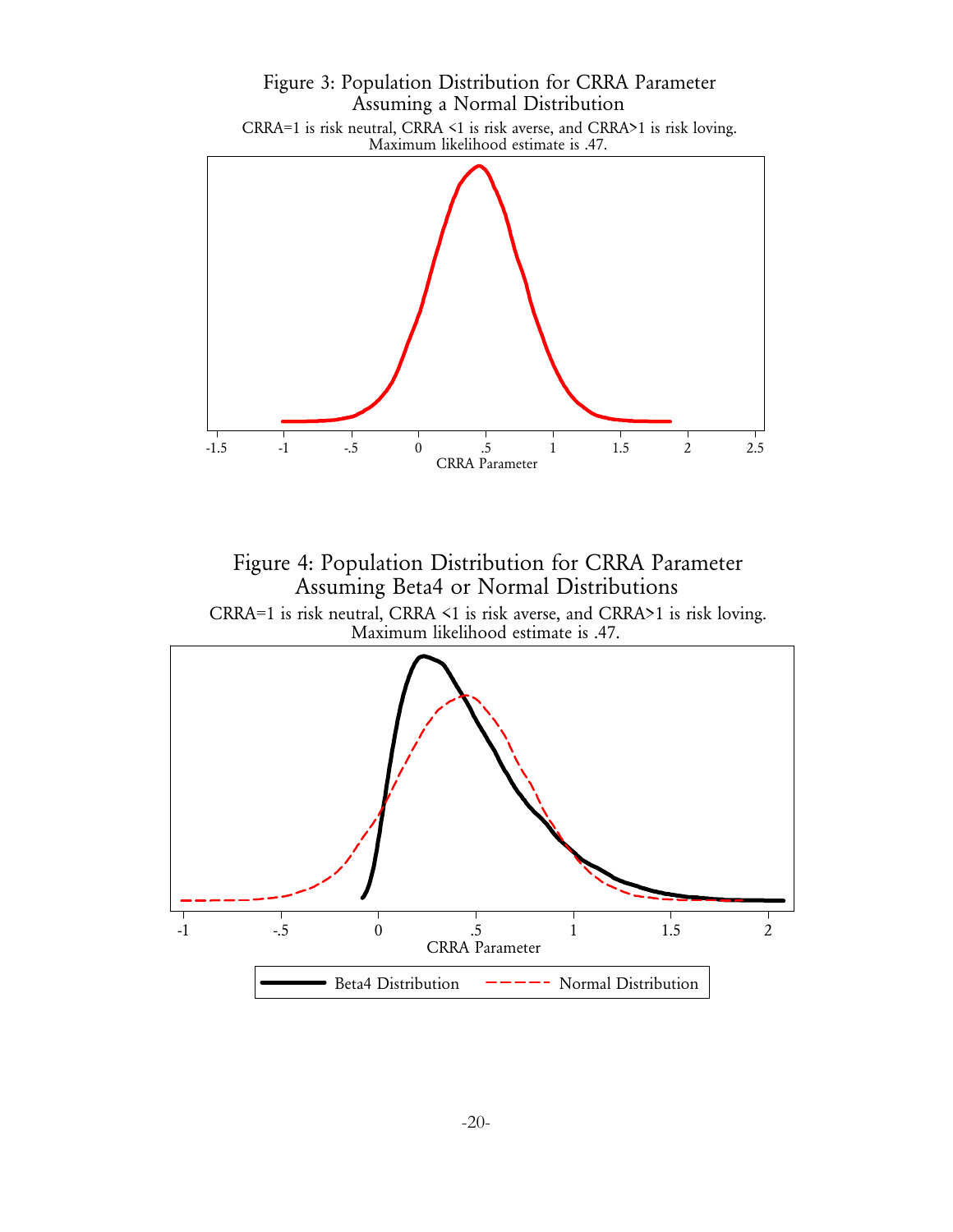Figure 3: Population Distribution for CRRA Parameter Assuming a Normal Distribution

CRRA=1 is risk neutral, CRRA <1 is risk averse, and CRRA>1 is risk loving.
Maximum likelihood estimate is .47.

-1.5
-1
-.5
0
.5
1
1.5
2
2.5
CRRA Parameter

Figure 4: Population Distribution for CRRA Parameter Assuming Beta4 or Normal Distributions

CRRA=1 is risk neutral, CRRA <1 is risk averse, and CRRA>1 is risk loving.
Maximum likelihood estimate is .47.

-1
-.5
0
.5
1
1.5
2
CRRA Parameter

Beta4 Distribution
Normal Distribution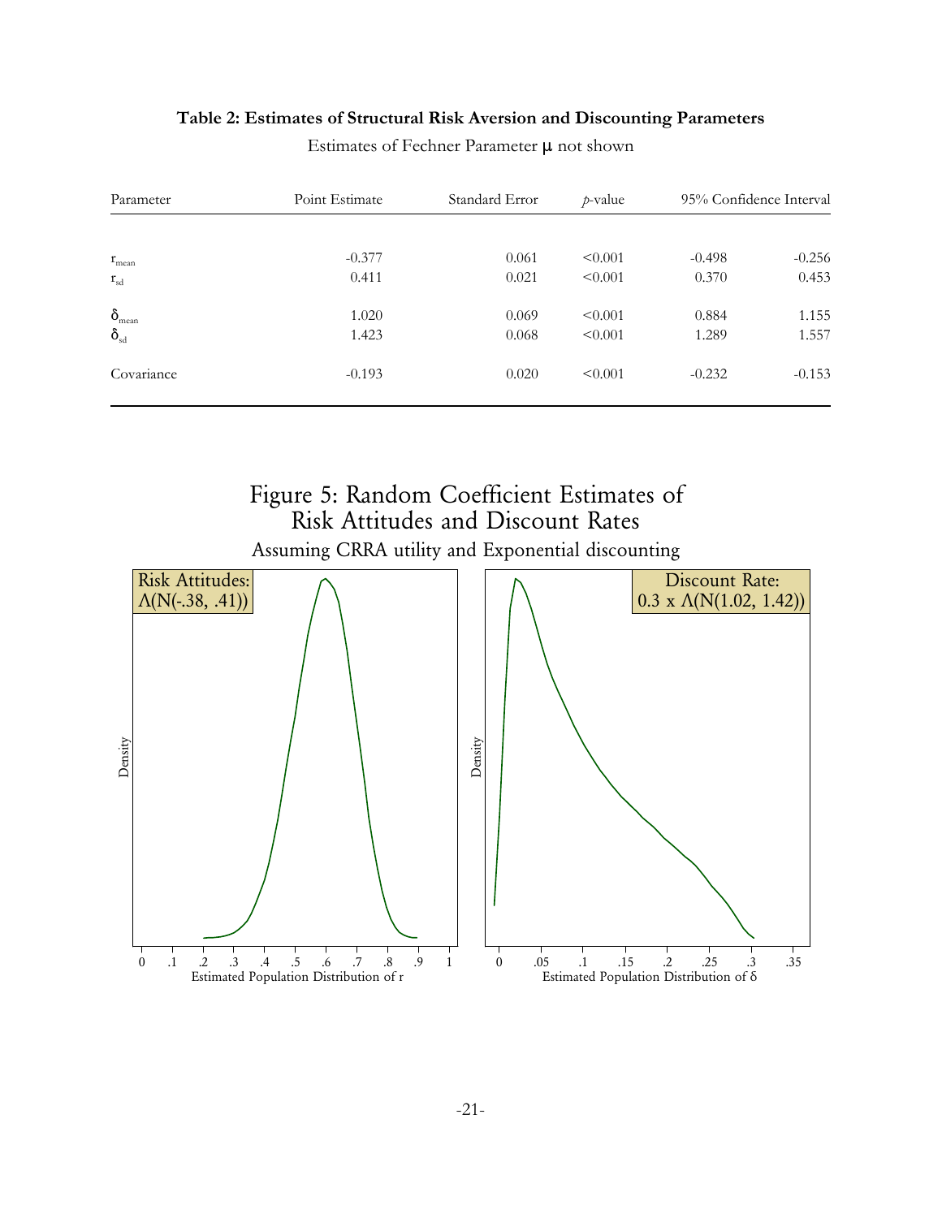**Table 2: Estimates of Structural Risk Aversion and Discounting Parameters**

Estimates of Fechner Parameter μ not shown

| Parameter | Point Estimate | Standard Error | *p*-value | 95% Confidence Interval | |
|---|---|---|---|---|---|
| $r_{mean}$ | -0.377 | 0.061 | <0.001 | -0.498 | -0.256 |
| $r_{sd}$ | 0.411 | 0.021 | <0.001 | 0.370 | 0.453 |
| $\delta_{mean}$ | 1.020 | 0.069 | <0.001 | 0.884 | 1.155 |
| $\delta_{sd}$ | 1.423 | 0.068 | <0.001 | 1.289 | 1.557 |
| Covariance | -0.193 | 0.020 | <0.001 | -0.232 | -0.153 |

Figure 5: Random Coefficient Estimates of Risk Attitudes and Discount Rates

Assuming CRRA utility and Exponential discounting

Risk Attitudes: Λ(N(-.38, .41))

Density

0 .1 .2 .3 .4 .5 .6 .7 .8 .9 1

Estimated Population Distribution of r

Discount Rate: 0.3 x Λ(N(1.02, 1.42))

Density

0 .05 .1 .15 .2 .25 .3 .35

Estimated Population Distribution of δ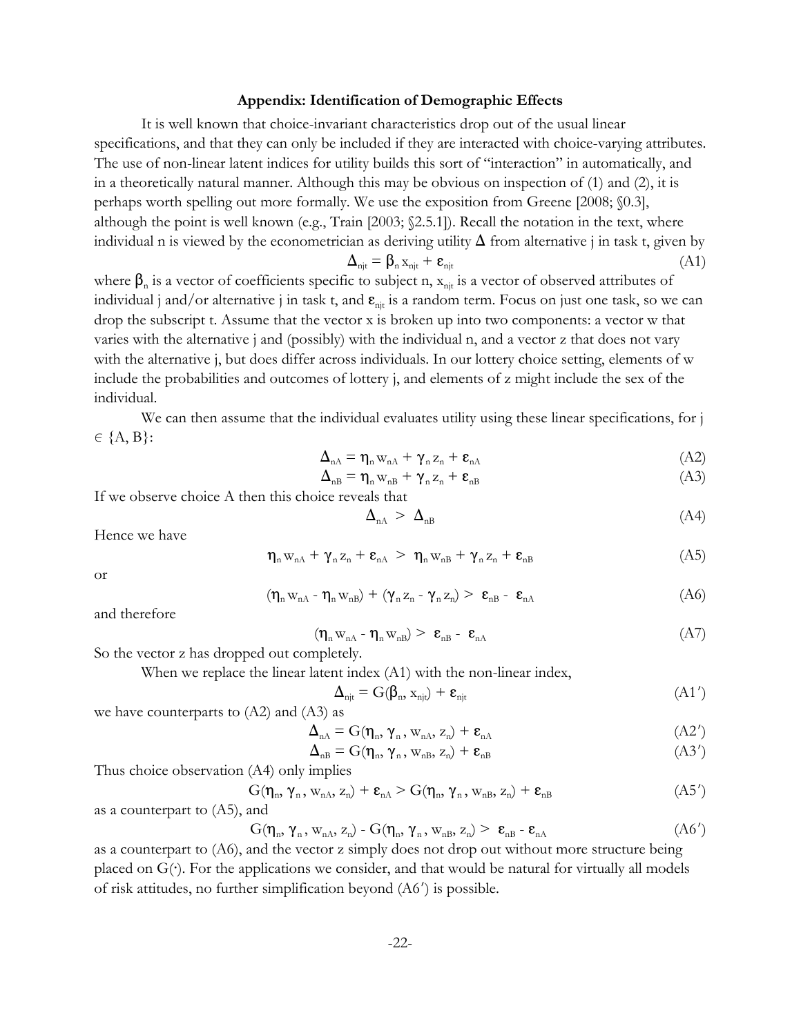## Appendix: Identification of Demographic Effects

It is well known that choice-invariant characteristics drop out of the usual linear specifications, and that they can only be included if they are interacted with choice-varying attributes. The use of non-linear latent indices for utility builds this sort of "interaction" in automatically, and in a theoretically natural manner. Although this may be obvious on inspection of (1) and (2), it is perhaps worth spelling out more formally. We use the exposition from Greene [2008; §0.3], although the point is well known (e.g., Train [2003; §2.5.1]). Recall the notation in the text, where individual n is viewed by the econometrician as deriving utility $\Delta$ from alternative j in task t, given by

$$\Delta_{njt} = \beta_n x_{njt} + \varepsilon_{njt} \tag{A1}$$

where $\beta_n$ is a vector of coefficients specific to subject n, $x_{njt}$ is a vector of observed attributes of individual j and/or alternative j in task t, and $\varepsilon_{njt}$ is a random term. Focus on just one task, so we can drop the subscript t. Assume that the vector x is broken up into two components: a vector w that varies with the alternative j and (possibly) with the individual n, and a vector z that does not vary with the alternative j, but does differ across individuals. In our lottery choice setting, elements of w include the probabilities and outcomes of lottery j, and elements of z might include the sex of the individual.

We can then assume that the individual evaluates utility using these linear specifications, for $j \in \{A, B\}$:

$$\Delta_{nA} = \eta_n w_{nA} + \gamma_n z_n + \varepsilon_{nA} \tag{A2}$$

$$\Delta_{nB} = \eta_n w_{nB} + \gamma_n z_n + \varepsilon_{nB} \tag{A3}$$

If we observe choice A then this choice reveals that

$$\Delta_{nA} > \Delta_{nB} \tag{A4}$$

Hence we have

$$\eta_n w_{nA} + \gamma_n z_n + \varepsilon_{nA} > \eta_n w_{nB} + \gamma_n z_n + \varepsilon_{nB} \tag{A5}$$

or

$$(\eta_n w_{nA} - \eta_n w_{nB}) + (\gamma_n z_n - \gamma_n z_n) > \varepsilon_{nB} - \varepsilon_{nA} \tag{A6}$$

and therefore

$$(\eta_n w_{nA} - \eta_n w_{nB}) > \varepsilon_{nB} - \varepsilon_{nA} \tag{A7}$$

So the vector z has dropped out completely.

When we replace the linear latent index (A1) with the non-linear index,

$$\Delta_{njt} = G(\beta_n, x_{njt}) + \varepsilon_{njt} \tag{A1′}$$

we have counterparts to (A2) and (A3) as

$$\Delta_{nA} = G(\eta_n, \gamma_n, w_{nA}, z_n) + \varepsilon_{nA} \tag{A2′}$$

$$\Delta_{nB} = G(\eta_n, \gamma_n, w_{nB}, z_n) + \varepsilon_{nB} \tag{A3′}$$

Thus choice observation (A4) only implies

$$G(\eta_n, \gamma_n, w_{nA}, z_n) + \varepsilon_{nA} > G(\eta_n, \gamma_n, w_{nB}, z_n) + \varepsilon_{nB} \tag{A5′}$$

as a counterpart to (A5), and

$$G(\eta_n, \gamma_n, w_{nA}, z_n) - G(\eta_n, \gamma_n, w_{nB}, z_n) > \varepsilon_{nB} - \varepsilon_{nA} \tag{A6′}$$

as a counterpart to (A6), and the vector z simply does not drop out without more structure being placed on $G(\cdot)$. For the applications we consider, and that would be natural for virtually all models of risk attitudes, no further simplification beyond (A6′) is possible.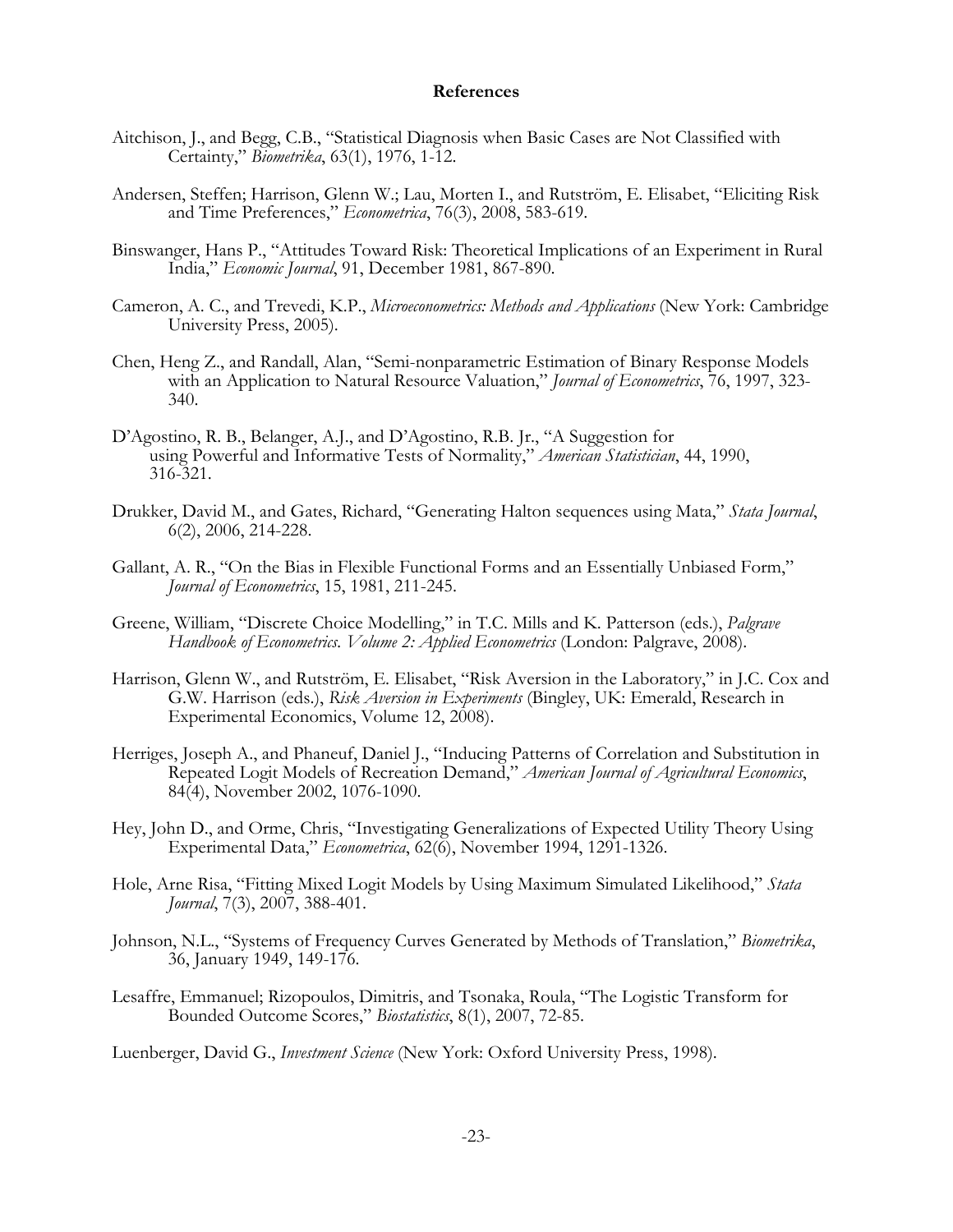## References

Aitchison, J., and Begg, C.B., "Statistical Diagnosis when Basic Cases are Not Classified with Certainty," *Biometrika*, 63(1), 1976, 1-12.

Andersen, Steffen; Harrison, Glenn W.; Lau, Morten I., and Rutström, E. Elisabet, "Eliciting Risk and Time Preferences," *Econometrica*, 76(3), 2008, 583-619.

Binswanger, Hans P., "Attitudes Toward Risk: Theoretical Implications of an Experiment in Rural India," *Economic Journal*, 91, December 1981, 867-890.

Cameron, A. C., and Trevedi, K.P., *Microeconometrics: Methods and Applications* (New York: Cambridge University Press, 2005).

Chen, Heng Z., and Randall, Alan, "Semi-nonparametric Estimation of Binary Response Models with an Application to Natural Resource Valuation," *Journal of Econometrics*, 76, 1997, 323-340.

D'Agostino, R. B., Belanger, A.J., and D'Agostino, R.B. Jr., "A Suggestion for using Powerful and Informative Tests of Normality," *American Statistician*, 44, 1990, 316-321.

Drukker, David M., and Gates, Richard, "Generating Halton sequences using Mata," *Stata Journal*, 6(2), 2006, 214-228.

Gallant, A. R., "On the Bias in Flexible Functional Forms and an Essentially Unbiased Form," *Journal of Econometrics*, 15, 1981, 211-245.

Greene, William, "Discrete Choice Modelling," in T.C. Mills and K. Patterson (eds.), *Palgrave Handbook of Econometrics. Volume 2: Applied Econometrics* (London: Palgrave, 2008).

Harrison, Glenn W., and Rutström, E. Elisabet, "Risk Aversion in the Laboratory," in J.C. Cox and G.W. Harrison (eds.), *Risk Aversion in Experiments* (Bingley, UK: Emerald, Research in Experimental Economics, Volume 12, 2008).

Herriges, Joseph A., and Phaneuf, Daniel J., "Inducing Patterns of Correlation and Substitution in Repeated Logit Models of Recreation Demand," *American Journal of Agricultural Economics*, 84(4), November 2002, 1076-1090.

Hey, John D., and Orme, Chris, "Investigating Generalizations of Expected Utility Theory Using Experimental Data," *Econometrica*, 62(6), November 1994, 1291-1326.

Hole, Arne Risa, "Fitting Mixed Logit Models by Using Maximum Simulated Likelihood," *Stata Journal*, 7(3), 2007, 388-401.

Johnson, N.L., "Systems of Frequency Curves Generated by Methods of Translation," *Biometrika*, 36, January 1949, 149-176.

Lesaffre, Emmanuel; Rizopoulos, Dimitris, and Tsonaka, Roula, "The Logistic Transform for Bounded Outcome Scores," *Biostatistics*, 8(1), 2007, 72-85.

Luenberger, David G., *Investment Science* (New York: Oxford University Press, 1998).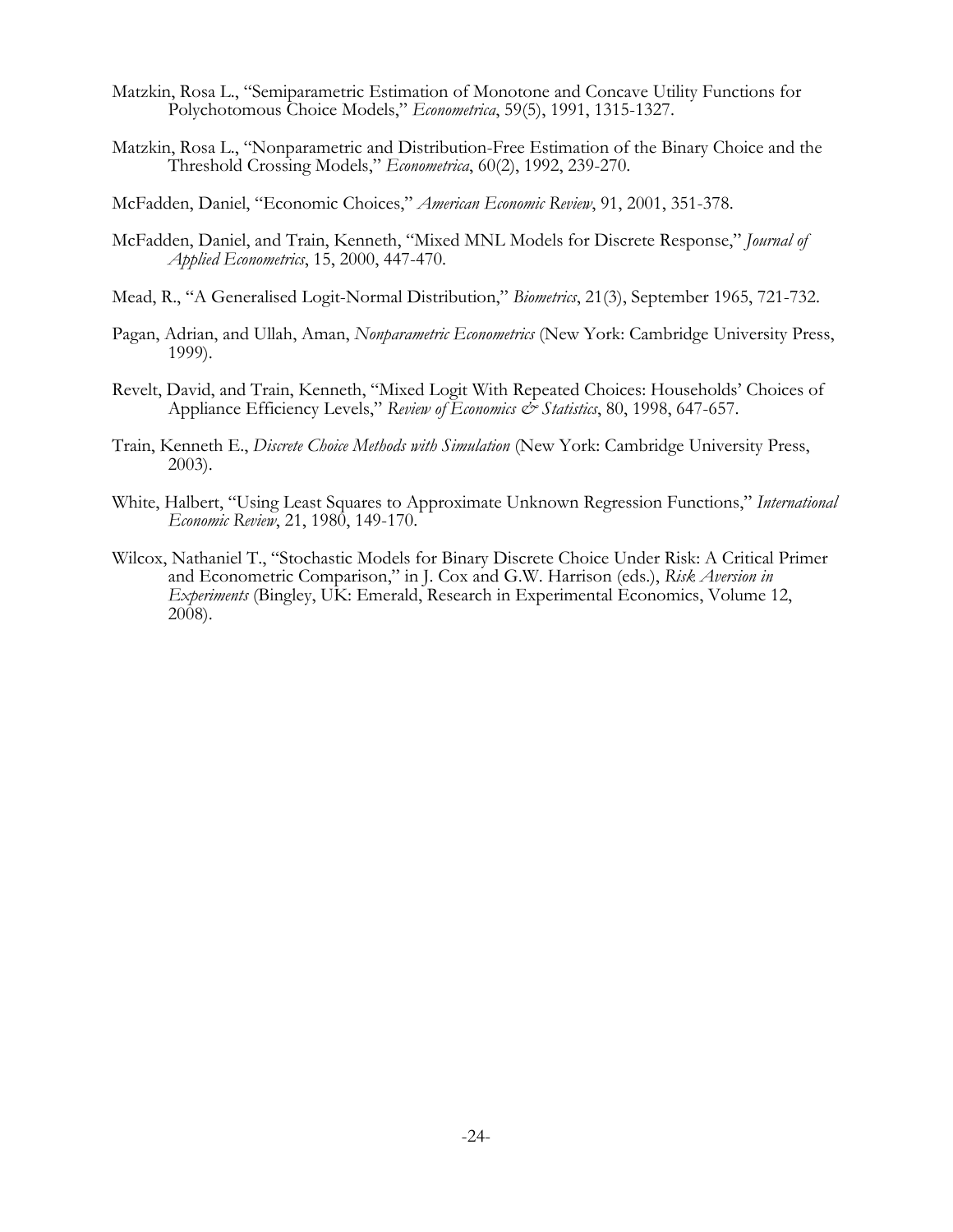Matzkin, Rosa L., "Semiparametric Estimation of Monotone and Concave Utility Functions for Polychotomous Choice Models," *Econometrica*, 59(5), 1991, 1315-1327.

Matzkin, Rosa L., "Nonparametric and Distribution-Free Estimation of the Binary Choice and the Threshold Crossing Models," *Econometrica*, 60(2), 1992, 239-270.

McFadden, Daniel, "Economic Choices," *American Economic Review*, 91, 2001, 351-378.

McFadden, Daniel, and Train, Kenneth, "Mixed MNL Models for Discrete Response," *Journal of Applied Econometrics*, 15, 2000, 447-470.

Mead, R., "A Generalised Logit-Normal Distribution," *Biometrics*, 21(3), September 1965, 721-732.

Pagan, Adrian, and Ullah, Aman, *Nonparametric Econometrics* (New York: Cambridge University Press, 1999).

Revelt, David, and Train, Kenneth, "Mixed Logit With Repeated Choices: Households' Choices of Appliance Efficiency Levels," *Review of Economics & Statistics*, 80, 1998, 647-657.

Train, Kenneth E., *Discrete Choice Methods with Simulation* (New York: Cambridge University Press, 2003).

White, Halbert, "Using Least Squares to Approximate Unknown Regression Functions," *International Economic Review*, 21, 1980, 149-170.

Wilcox, Nathaniel T., "Stochastic Models for Binary Discrete Choice Under Risk: A Critical Primer and Econometric Comparison," in J. Cox and G.W. Harrison (eds.), *Risk Aversion in Experiments* (Bingley, UK: Emerald, Research in Experimental Economics, Volume 12, 2008).